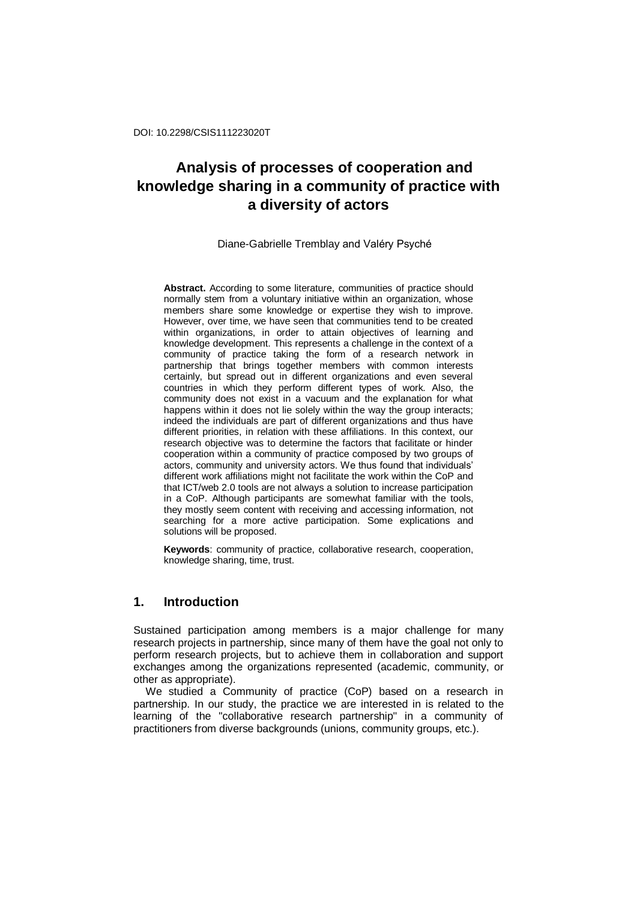DOI: 10.2298/CSIS111223020T

# Analysis of processes of cooperation and knowledge sharing in a community of practice with a diversity of actors

Diane-Gabrielle Tremblay and Valéry Psyché

**Abstract.** According to some literature, communities of practice should normally stem from a voluntary initiative within an organization, whose members share some knowledge or expertise they wish to improve. However, over time, we have seen that communities tend to be created within organizations, in order to attain objectives of learning and knowledge development. This represents a challenge in the context of a community of practice taking the form of a research network in partnership that brings together members with common interests certainly, but spread out in different organizations and even several countries in which they perform different types of work. Also, the community does not exist in a vacuum and the explanation for what happens within it does not lie solely within the way the group interacts; indeed the individuals are part of different organizations and thus have different priorities, in relation with these affiliations. In this context, our research objective was to determine the factors that facilitate or hinder cooperation within a community of practice composed by two groups of actors, community and university actors. We thus found that individuals' different work affiliations might not facilitate the work within the CoP and that ICT/web 2.0 tools are not always a solution to increase participation in a CoP. Although participants are somewhat familiar with the tools, they mostly seem content with receiving and accessing information, not searching for a more active participation. Some explications and solutions will be proposed.

**Keywords**: community of practice, collaborative research, cooperation, knowledge sharing, time, trust.

## 1. Introduction

Sustained participation among members is a major challenge for many research projects in partnership, since many of them have the goal not only to perform research projects, but to achieve them in collaboration and support exchanges among the organizations represented (academic, community, or other as appropriate).

We studied a Community of practice (CoP) based on a research in partnership. In our study, the practice we are interested in is related to the learning of the "collaborative research partnership" in a community of practitioners from diverse backgrounds (unions, community groups, etc.).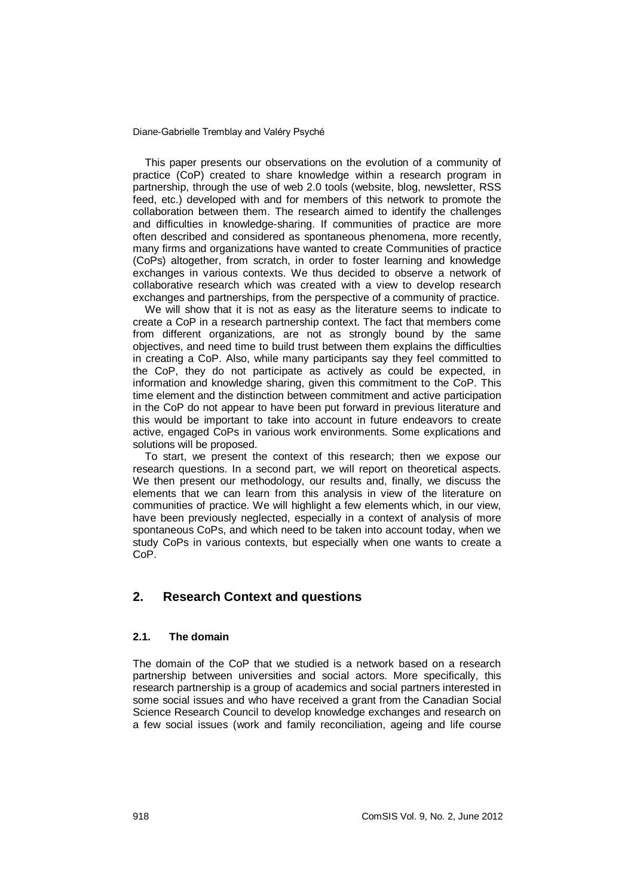This paper presents our observations on the evolution of a community of practice (CoP) created to share knowledge within a research program in partnership, through the use of web 2.0 tools (website, blog, newsletter, RSS feed, etc.) developed with and for members of this network to promote the collaboration between them. The research aimed to identify the challenges and difficulties in knowledge-sharing. If communities of practice are more often described and considered as spontaneous phenomena, more recently, many firms and organizations have wanted to create Communities of practice (CoPs) altogether, from scratch, in order to foster learning and knowledge exchanges in various contexts. We thus decided to observe a network of collaborative research which was created with a view to develop research exchanges and partnerships, from the perspective of a community of practice.

We will show that it is not as easy as the literature seems to indicate to create a CoP in a research partnership context. The fact that members come from different organizations, are not as strongly bound by the same objectives, and need time to build trust between them explains the difficulties in creating a CoP. Also, while many participants say they feel committed to the CoP, they do not participate as actively as could be expected, in information and knowledge sharing, given this commitment to the CoP. This time element and the distinction between commitment and active participation in the CoP do not appear to have been put forward in previous literature and this would be important to take into account in future endeavors to create active, engaged CoPs in various work environments. Some explications and solutions will be proposed.

To start, we present the context of this research; then we expose our research questions. In a second part, we will report on theoretical aspects. We then present our methodology, our results and, finally, we discuss the elements that we can learn from this analysis in view of the literature on communities of practice. We will highlight a few elements which, in our view, have been previously neglected, especially in a context of analysis of more spontaneous CoPs, and which need to be taken into account today, when we study CoPs in various contexts, but especially when one wants to create a CoP.

## 2. Research Context and questions

### 2.1. The domain

The domain of the CoP that we studied is a network based on a research partnership between universities and social actors. More specifically, this research partnership is a group of academics and social partners interested in some social issues and who have received a grant from the Canadian Social Science Research Council to develop knowledge exchanges and research on a few social issues (work and family reconciliation, ageing and life course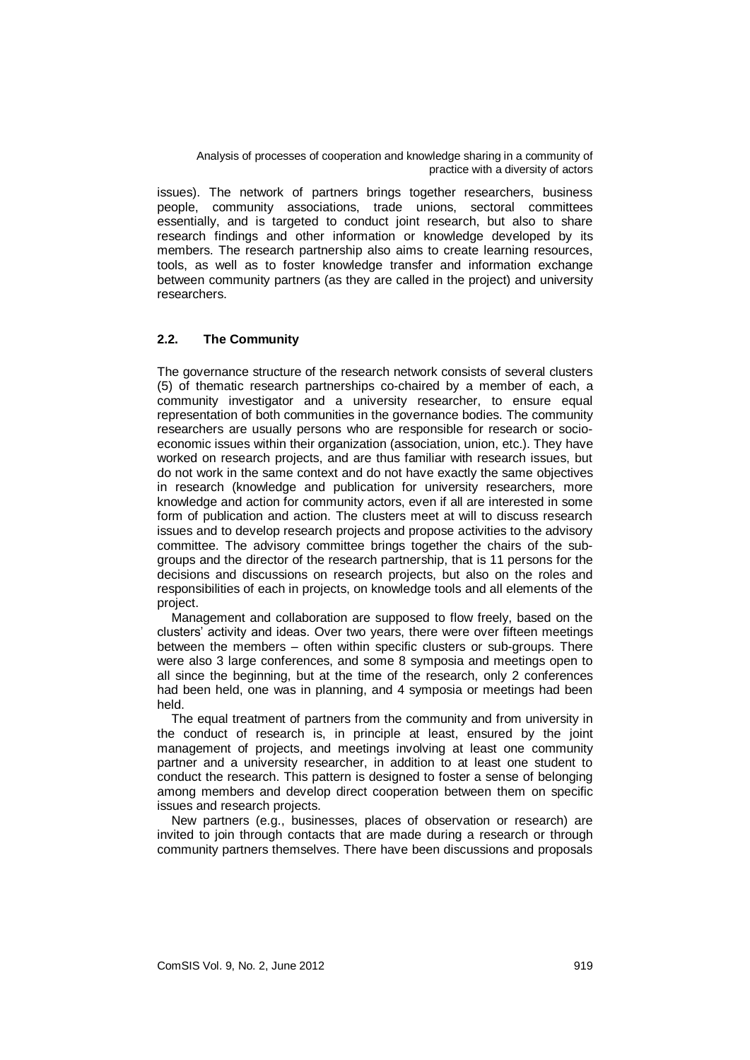issues). The network of partners brings together researchers, business people, community associations, trade unions, sectoral committees essentially, and is targeted to conduct joint research, but also to share research findings and other information or knowledge developed by its members. The research partnership also aims to create learning resources, tools, as well as to foster knowledge transfer and information exchange between community partners (as they are called in the project) and university researchers.

### 2.2. The Community

The governance structure of the research network consists of several clusters (5) of thematic research partnerships co-chaired by a member of each, a community investigator and a university researcher, to ensure equal representation of both communities in the governance bodies. The community researchers are usually persons who are responsible for research or socio-economic issues within their organization (association, union, etc.). They have worked on research projects, and are thus familiar with research issues, but do not work in the same context and do not have exactly the same objectives in research (knowledge and publication for university researchers, more knowledge and action for community actors, even if all are interested in some form of publication and action. The clusters meet at will to discuss research issues and to develop research projects and propose activities to the advisory committee. The advisory committee brings together the chairs of the sub-groups and the director of the research partnership, that is 11 persons for the decisions and discussions on research projects, but also on the roles and responsibilities of each in projects, on knowledge tools and all elements of the project.

Management and collaboration are supposed to flow freely, based on the clusters' activity and ideas. Over two years, there were over fifteen meetings between the members – often within specific clusters or sub-groups. There were also 3 large conferences, and some 8 symposia and meetings open to all since the beginning, but at the time of the research, only 2 conferences had been held, one was in planning, and 4 symposia or meetings had been held.

The equal treatment of partners from the community and from university in the conduct of research is, in principle at least, ensured by the joint management of projects, and meetings involving at least one community partner and a university researcher, in addition to at least one student to conduct the research. This pattern is designed to foster a sense of belonging among members and develop direct cooperation between them on specific issues and research projects.

New partners (e.g., businesses, places of observation or research) are invited to join through contacts that are made during a research or through community partners themselves. There have been discussions and proposals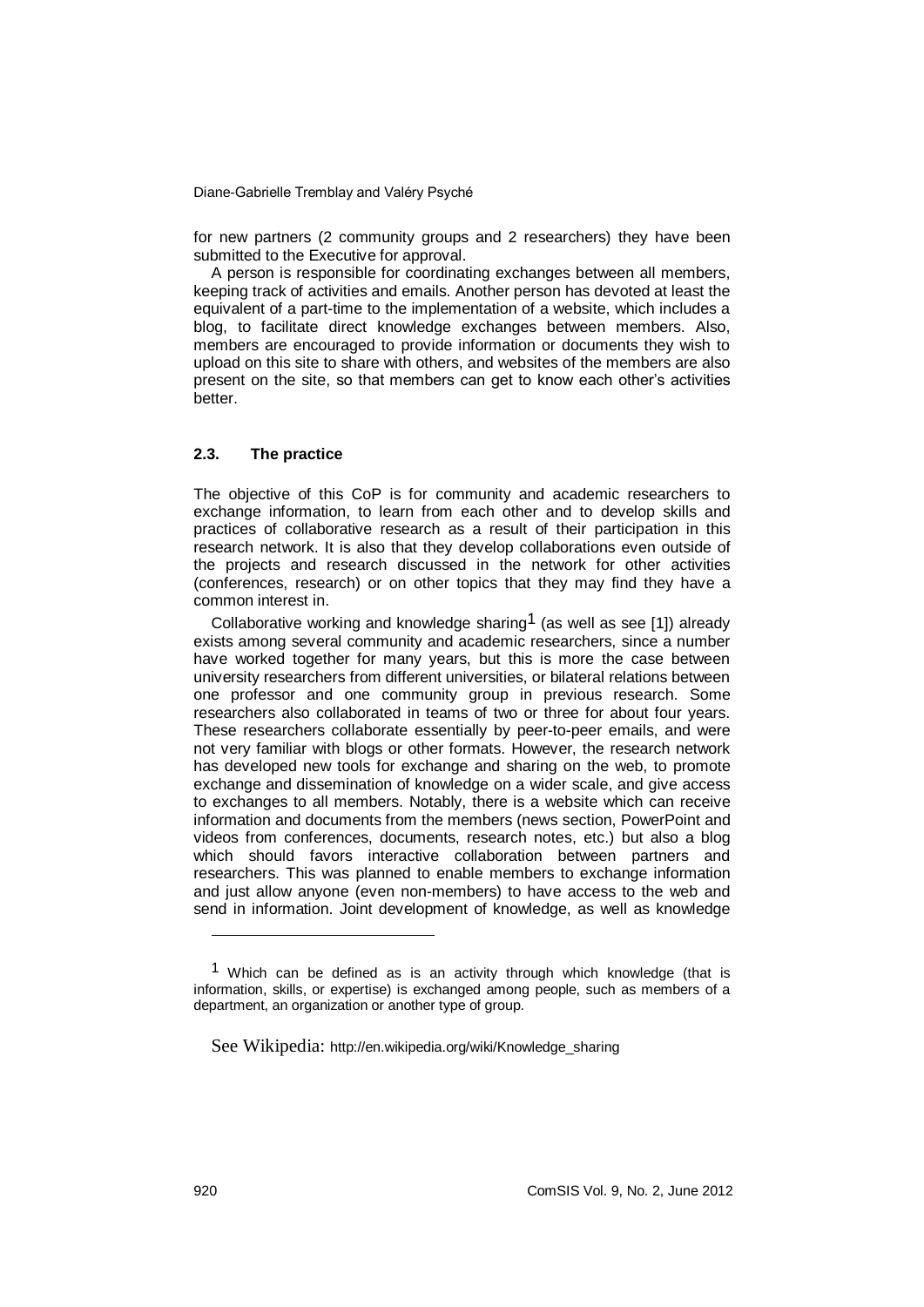for new partners (2 community groups and 2 researchers) they have been submitted to the Executive for approval.

A person is responsible for coordinating exchanges between all members, keeping track of activities and emails. Another person has devoted at least the equivalent of a part-time to the implementation of a website, which includes a blog, to facilitate direct knowledge exchanges between members. Also, members are encouraged to provide information or documents they wish to upload on this site to share with others, and websites of the members are also present on the site, so that members can get to know each other's activities better.

### 2.3. The practice

The objective of this CoP is for community and academic researchers to exchange information, to learn from each other and to develop skills and practices of collaborative research as a result of their participation in this research network. It is also that they develop collaborations even outside of the projects and research discussed in the network for other activities (conferences, research) or on other topics that they may find they have a common interest in.

Collaborative working and knowledge sharing[1] (as well as see [1]) already exists among several community and academic researchers, since a number have worked together for many years, but this is more the case between university researchers from different universities, or bilateral relations between one professor and one community group in previous research. Some researchers also collaborated in teams of two or three for about four years. These researchers collaborate essentially by peer-to-peer emails, and were not very familiar with blogs or other formats. However, the research network has developed new tools for exchange and sharing on the web, to promote exchange and dissemination of knowledge on a wider scale, and give access to exchanges to all members. Notably, there is a website which can receive information and documents from the members (news section, PowerPoint and videos from conferences, documents, research notes, etc.) but also a blog which should favors interactive collaboration between partners and researchers. This was planned to enable members to exchange information and just allow anyone (even non-members) to have access to the web and send in information. Joint development of knowledge, as well as knowledge

---

[1] Which can be defined as is an activity through which knowledge (that is information, skills, or expertise) is exchanged among people, such as members of a department, an organization or another type of group.

See Wikipedia: http://en.wikipedia.org/wiki/Knowledge_sharing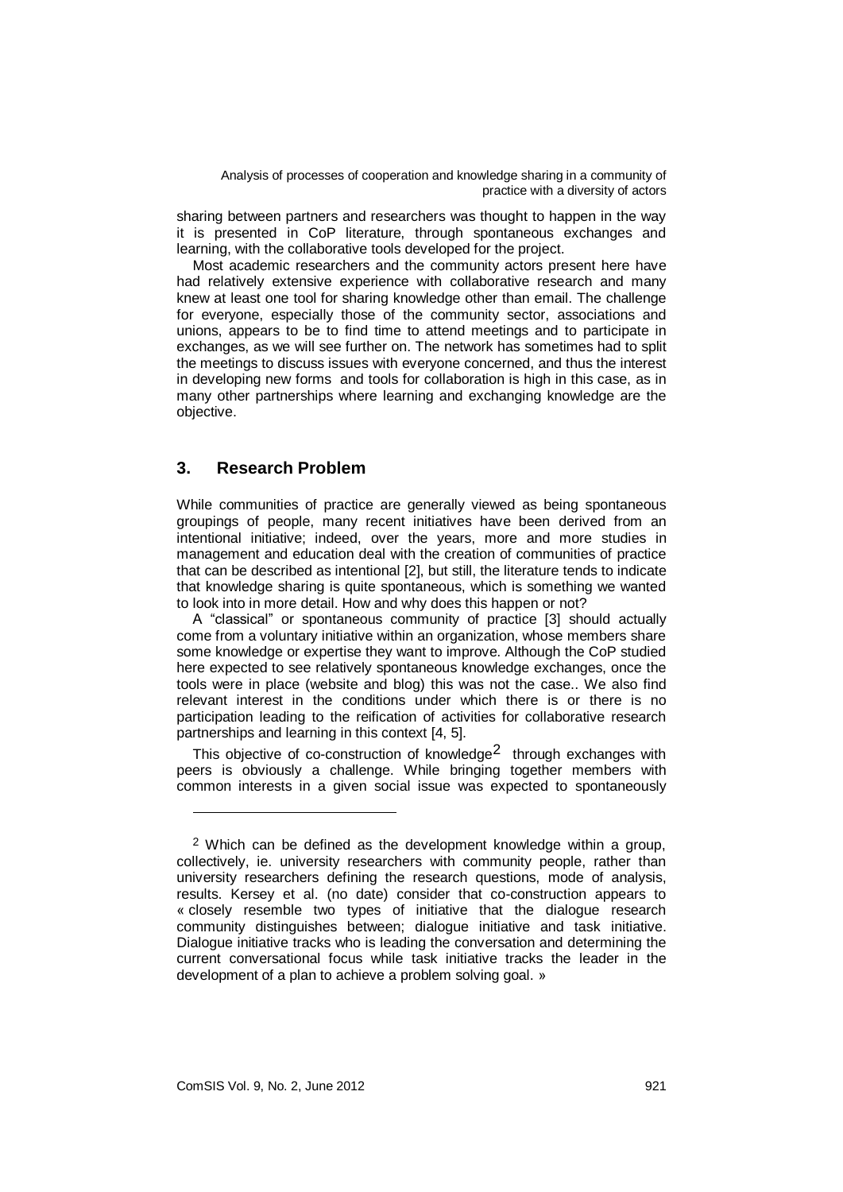sharing between partners and researchers was thought to happen in the way it is presented in CoP literature, through spontaneous exchanges and learning, with the collaborative tools developed for the project.

Most academic researchers and the community actors present here have had relatively extensive experience with collaborative research and many knew at least one tool for sharing knowledge other than email. The challenge for everyone, especially those of the community sector, associations and unions, appears to be to find time to attend meetings and to participate in exchanges, as we will see further on. The network has sometimes had to split the meetings to discuss issues with everyone concerned, and thus the interest in developing new forms and tools for collaboration is high in this case, as in many other partnerships where learning and exchanging knowledge are the objective.

## 3. Research Problem

While communities of practice are generally viewed as being spontaneous groupings of people, many recent initiatives have been derived from an intentional initiative; indeed, over the years, more and more studies in management and education deal with the creation of communities of practice that can be described as intentional [2], but still, the literature tends to indicate that knowledge sharing is quite spontaneous, which is something we wanted to look into in more detail. How and why does this happen or not?

A "classical" or spontaneous community of practice [3] should actually come from a voluntary initiative within an organization, whose members share some knowledge or expertise they want to improve. Although the CoP studied here expected to see relatively spontaneous knowledge exchanges, once the tools were in place (website and blog) this was not the case.. We also find relevant interest in the conditions under which there is or there is no participation leading to the reification of activities for collaborative research partnerships and learning in this context [4, 5].

This objective of co-construction of knowledge[2] through exchanges with peers is obviously a challenge. While bringing together members with common interests in a given social issue was expected to spontaneously

---

[2] Which can be defined as the development knowledge within a group, collectively, ie. university researchers with community people, rather than university researchers defining the research questions, mode of analysis, results. Kersey et al. (no date) consider that co-construction appears to « closely resemble two types of initiative that the dialogue research community distinguishes between; dialogue initiative and task initiative. Dialogue initiative tracks who is leading the conversation and determining the current conversational focus while task initiative tracks the leader in the development of a plan to achieve a problem solving goal. »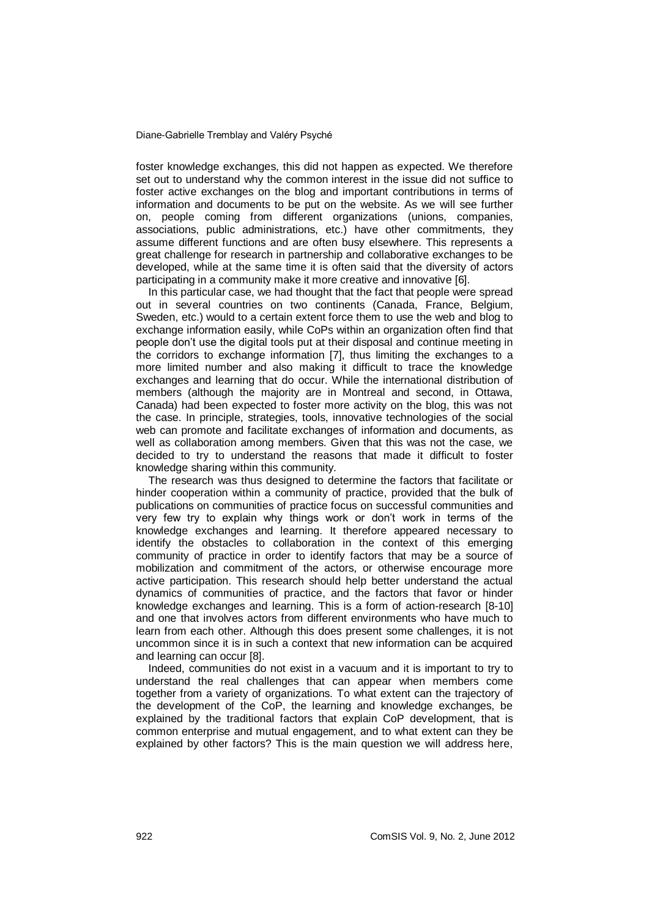foster knowledge exchanges, this did not happen as expected. We therefore set out to understand why the common interest in the issue did not suffice to foster active exchanges on the blog and important contributions in terms of information and documents to be put on the website. As we will see further on, people coming from different organizations (unions, companies, associations, public administrations, etc.) have other commitments, they assume different functions and are often busy elsewhere. This represents a great challenge for research in partnership and collaborative exchanges to be developed, while at the same time it is often said that the diversity of actors participating in a community make it more creative and innovative [6].

In this particular case, we had thought that the fact that people were spread out in several countries on two continents (Canada, France, Belgium, Sweden, etc.) would to a certain extent force them to use the web and blog to exchange information easily, while CoPs within an organization often find that people don't use the digital tools put at their disposal and continue meeting in the corridors to exchange information [7], thus limiting the exchanges to a more limited number and also making it difficult to trace the knowledge exchanges and learning that do occur. While the international distribution of members (although the majority are in Montreal and second, in Ottawa, Canada) had been expected to foster more activity on the blog, this was not the case. In principle, strategies, tools, innovative technologies of the social web can promote and facilitate exchanges of information and documents, as well as collaboration among members. Given that this was not the case, we decided to try to understand the reasons that made it difficult to foster knowledge sharing within this community.

The research was thus designed to determine the factors that facilitate or hinder cooperation within a community of practice, provided that the bulk of publications on communities of practice focus on successful communities and very few try to explain why things work or don't work in terms of the knowledge exchanges and learning. It therefore appeared necessary to identify the obstacles to collaboration in the context of this emerging community of practice in order to identify factors that may be a source of mobilization and commitment of the actors, or otherwise encourage more active participation. This research should help better understand the actual dynamics of communities of practice, and the factors that favor or hinder knowledge exchanges and learning. This is a form of action-research [8-10] and one that involves actors from different environments who have much to learn from each other. Although this does present some challenges, it is not uncommon since it is in such a context that new information can be acquired and learning can occur [8].

Indeed, communities do not exist in a vacuum and it is important to try to understand the real challenges that can appear when members come together from a variety of organizations. To what extent can the trajectory of the development of the CoP, the learning and knowledge exchanges, be explained by the traditional factors that explain CoP development, that is common enterprise and mutual engagement, and to what extent can they be explained by other factors? This is the main question we will address here,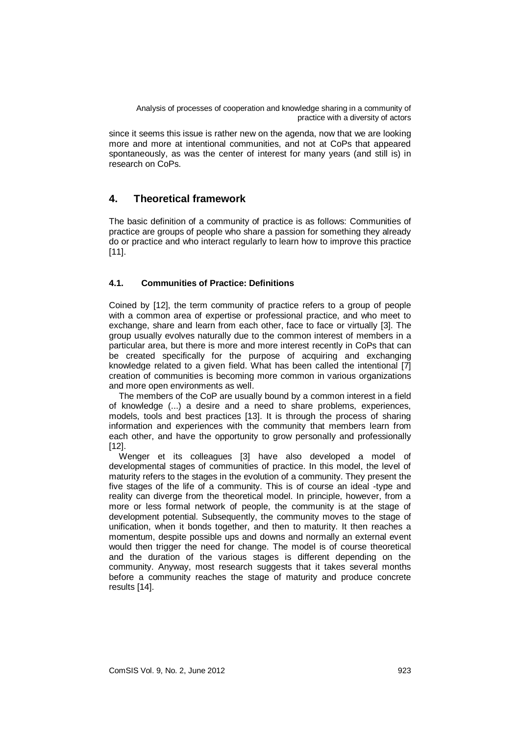since it seems this issue is rather new on the agenda, now that we are looking more and more at intentional communities, and not at CoPs that appeared spontaneously, as was the center of interest for many years (and still is) in research on CoPs.

## 4. Theoretical framework

The basic definition of a community of practice is as follows: Communities of practice are groups of people who share a passion for something they already do or practice and who interact regularly to learn how to improve this practice [11].

### 4.1. Communities of Practice: Definitions

Coined by [12], the term community of practice refers to a group of people with a common area of expertise or professional practice, and who meet to exchange, share and learn from each other, face to face or virtually [3]. The group usually evolves naturally due to the common interest of members in a particular area, but there is more and more interest recently in CoPs that can be created specifically for the purpose of acquiring and exchanging knowledge related to a given field. What has been called the intentional [7] creation of communities is becoming more common in various organizations and more open environments as well.

The members of the CoP are usually bound by a common interest in a field of knowledge (...) a desire and a need to share problems, experiences, models, tools and best practices [13]. It is through the process of sharing information and experiences with the community that members learn from each other, and have the opportunity to grow personally and professionally [12].

Wenger et its colleagues [3] have also developed a model of developmental stages of communities of practice. In this model, the level of maturity refers to the stages in the evolution of a community. They present the five stages of the life of a community. This is of course an ideal -type and reality can diverge from the theoretical model. In principle, however, from a more or less formal network of people, the community is at the stage of development potential. Subsequently, the community moves to the stage of unification, when it bonds together, and then to maturity. It then reaches a momentum, despite possible ups and downs and normally an external event would then trigger the need for change. The model is of course theoretical and the duration of the various stages is different depending on the community. Anyway, most research suggests that it takes several months before a community reaches the stage of maturity and produce concrete results [14].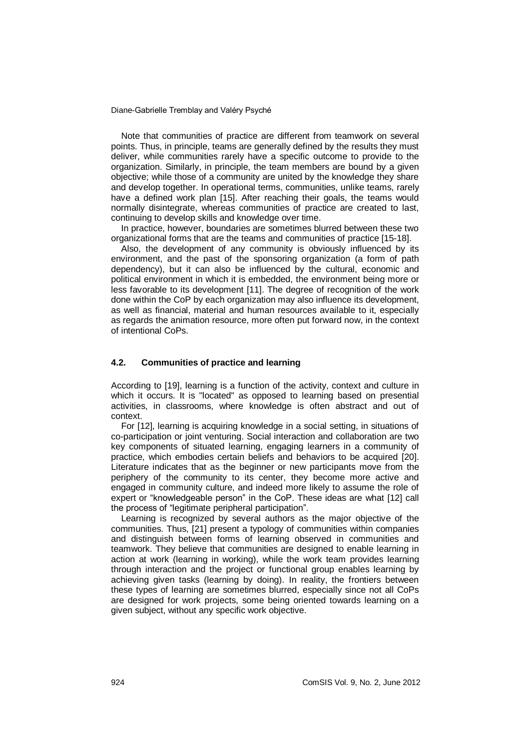Note that communities of practice are different from teamwork on several points. Thus, in principle, teams are generally defined by the results they must deliver, while communities rarely have a specific outcome to provide to the organization. Similarly, in principle, the team members are bound by a given objective; while those of a community are united by the knowledge they share and develop together. In operational terms, communities, unlike teams, rarely have a defined work plan [15]. After reaching their goals, the teams would normally disintegrate, whereas communities of practice are created to last, continuing to develop skills and knowledge over time.

In practice, however, boundaries are sometimes blurred between these two organizational forms that are the teams and communities of practice [15-18].

Also, the development of any community is obviously influenced by its environment, and the past of the sponsoring organization (a form of path dependency), but it can also be influenced by the cultural, economic and political environment in which it is embedded, the environment being more or less favorable to its development [11]. The degree of recognition of the work done within the CoP by each organization may also influence its development, as well as financial, material and human resources available to it, especially as regards the animation resource, more often put forward now, in the context of intentional CoPs.

### 4.2. Communities of practice and learning

According to [19], learning is a function of the activity, context and culture in which it occurs. It is "located" as opposed to learning based on presential activities, in classrooms, where knowledge is often abstract and out of context.

For [12], learning is acquiring knowledge in a social setting, in situations of co-participation or joint venturing. Social interaction and collaboration are two key components of situated learning, engaging learners in a community of practice, which embodies certain beliefs and behaviors to be acquired [20]. Literature indicates that as the beginner or new participants move from the periphery of the community to its center, they become more active and engaged in community culture, and indeed more likely to assume the role of expert or "knowledgeable person" in the CoP. These ideas are what [12] call the process of "legitimate peripheral participation".

Learning is recognized by several authors as the major objective of the communities. Thus, [21] present a typology of communities within companies and distinguish between forms of learning observed in communities and teamwork. They believe that communities are designed to enable learning in action at work (learning in working), while the work team provides learning through interaction and the project or functional group enables learning by achieving given tasks (learning by doing). In reality, the frontiers between these types of learning are sometimes blurred, especially since not all CoPs are designed for work projects, some being oriented towards learning on a given subject, without any specific work objective.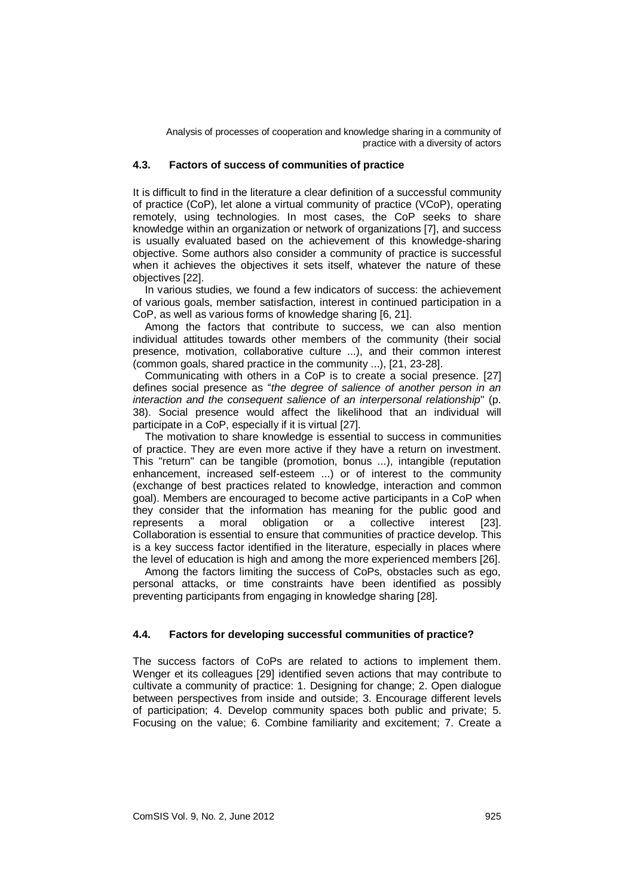### 4.3. Factors of success of communities of practice

It is difficult to find in the literature a clear definition of a successful community of practice (CoP), let alone a virtual community of practice (VCoP), operating remotely, using technologies. In most cases, the CoP seeks to share knowledge within an organization or network of organizations [7], and success is usually evaluated based on the achievement of this knowledge-sharing objective. Some authors also consider a community of practice is successful when it achieves the objectives it sets itself, whatever the nature of these objectives [22].

In various studies, we found a few indicators of success: the achievement of various goals, member satisfaction, interest in continued participation in a CoP, as well as various forms of knowledge sharing [6, 21].

Among the factors that contribute to success, we can also mention individual attitudes towards other members of the community (their social presence, motivation, collaborative culture ...), and their common interest (common goals, shared practice in the community ...), [21, 23-28].

Communicating with others in a CoP is to create a social presence. [27] defines social presence as "*the degree of salience of another person in an interaction and the consequent salience of an interpersonal relationship*" (p. 38). Social presence would affect the likelihood that an individual will participate in a CoP, especially if it is virtual [27].

The motivation to share knowledge is essential to success in communities of practice. They are even more active if they have a return on investment. This "return" can be tangible (promotion, bonus ...), intangible (reputation enhancement, increased self-esteem ...) or of interest to the community (exchange of best practices related to knowledge, interaction and common goal). Members are encouraged to become active participants in a CoP when they consider that the information has meaning for the public good and represents a moral obligation or a collective interest [23]. Collaboration is essential to ensure that communities of practice develop. This is a key success factor identified in the literature, especially in places where the level of education is high and among the more experienced members [26].

Among the factors limiting the success of CoPs, obstacles such as ego, personal attacks, or time constraints have been identified as possibly preventing participants from engaging in knowledge sharing [28].

### 4.4. Factors for developing successful communities of practice?

The success factors of CoPs are related to actions to implement them. Wenger et its colleagues [29] identified seven actions that may contribute to cultivate a community of practice: 1. Designing for change; 2. Open dialogue between perspectives from inside and outside; 3. Encourage different levels of participation; 4. Develop community spaces both public and private; 5. Focusing on the value; 6. Combine familiarity and excitement; 7. Create a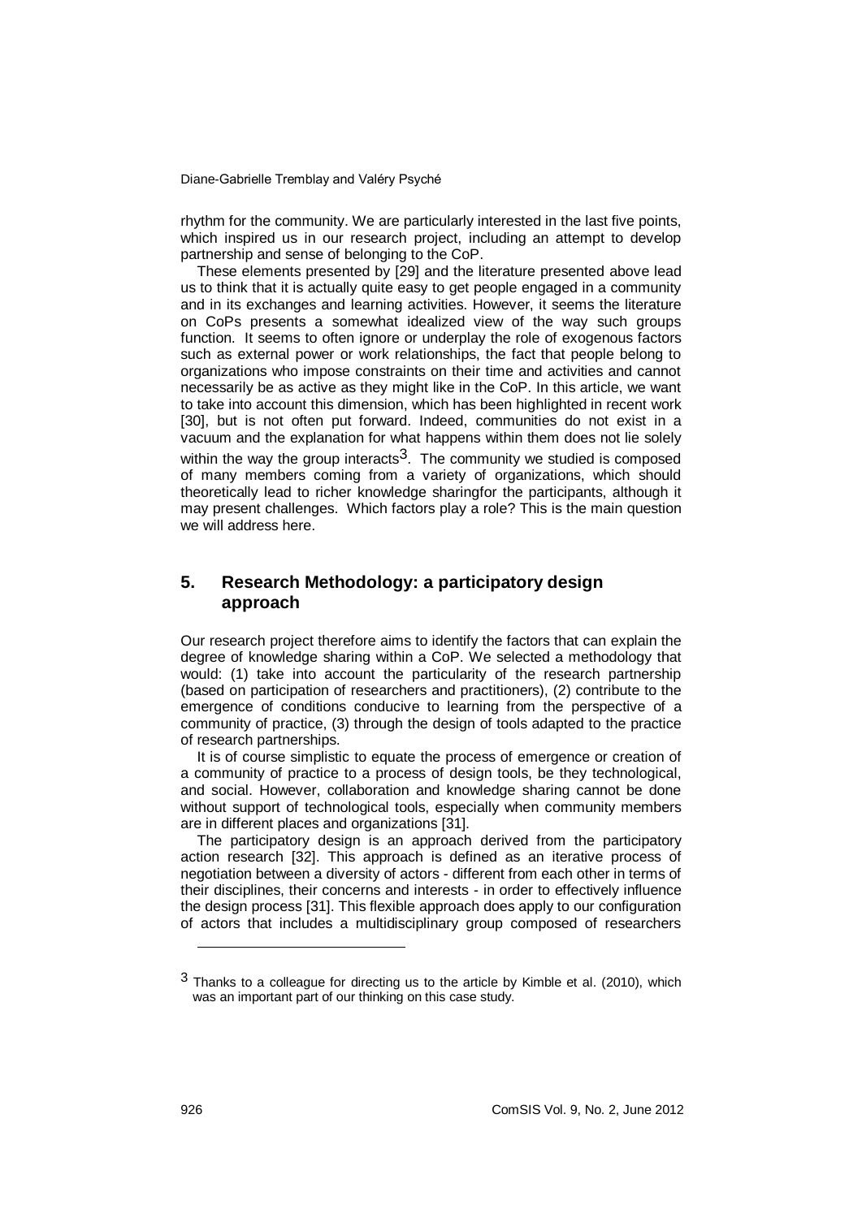rhythm for the community. We are particularly interested in the last five points, which inspired us in our research project, including an attempt to develop partnership and sense of belonging to the CoP.

These elements presented by [29] and the literature presented above lead us to think that it is actually quite easy to get people engaged in a community and in its exchanges and learning activities. However, it seems the literature on CoPs presents a somewhat idealized view of the way such groups function. It seems to often ignore or underplay the role of exogenous factors such as external power or work relationships, the fact that people belong to organizations who impose constraints on their time and activities and cannot necessarily be as active as they might like in the CoP. In this article, we want to take into account this dimension, which has been highlighted in recent work [30], but is not often put forward. Indeed, communities do not exist in a vacuum and the explanation for what happens within them does not lie solely within the way the group interacts[3]. The community we studied is composed of many members coming from a variety of organizations, which should theoretically lead to richer knowledge sharingfor the participants, although it may present challenges. Which factors play a role? This is the main question we will address here.

## 5. Research Methodology: a participatory design approach

Our research project therefore aims to identify the factors that can explain the degree of knowledge sharing within a CoP. We selected a methodology that would: (1) take into account the particularity of the research partnership (based on participation of researchers and practitioners), (2) contribute to the emergence of conditions conducive to learning from the perspective of a community of practice, (3) through the design of tools adapted to the practice of research partnerships.

It is of course simplistic to equate the process of emergence or creation of a community of practice to a process of design tools, be they technological, and social. However, collaboration and knowledge sharing cannot be done without support of technological tools, especially when community members are in different places and organizations [31].

The participatory design is an approach derived from the participatory action research [32]. This approach is defined as an iterative process of negotiation between a diversity of actors - different from each other in terms of their disciplines, their concerns and interests - in order to effectively influence the design process [31]. This flexible approach does apply to our configuration of actors that includes a multidisciplinary group composed of researchers

[3] Thanks to a colleague for directing us to the article by Kimble et al. (2010), which was an important part of our thinking on this case study.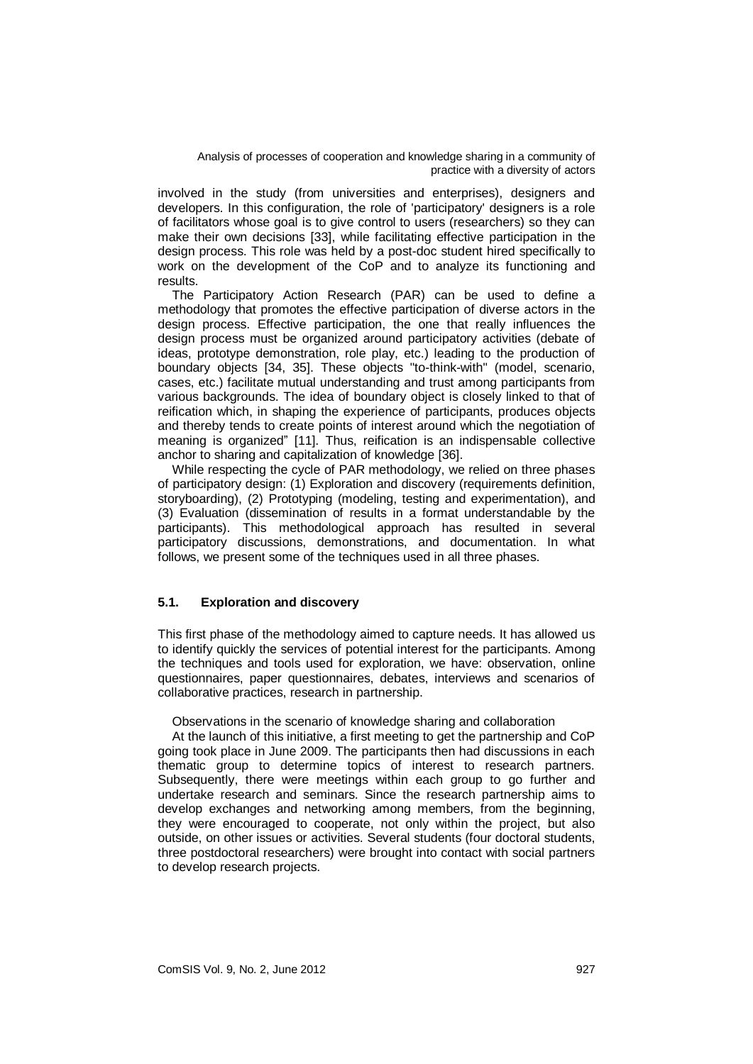involved in the study (from universities and enterprises), designers and developers. In this configuration, the role of 'participatory' designers is a role of facilitators whose goal is to give control to users (researchers) so they can make their own decisions [33], while facilitating effective participation in the design process. This role was held by a post-doc student hired specifically to work on the development of the CoP and to analyze its functioning and results.

The Participatory Action Research (PAR) can be used to define a methodology that promotes the effective participation of diverse actors in the design process. Effective participation, the one that really influences the design process must be organized around participatory activities (debate of ideas, prototype demonstration, role play, etc.) leading to the production of boundary objects [34, 35]. These objects "to-think-with" (model, scenario, cases, etc.) facilitate mutual understanding and trust among participants from various backgrounds. The idea of boundary object is closely linked to that of reification which, in shaping the experience of participants, produces objects and thereby tends to create points of interest around which the negotiation of meaning is organized" [11]. Thus, reification is an indispensable collective anchor to sharing and capitalization of knowledge [36].

While respecting the cycle of PAR methodology, we relied on three phases of participatory design: (1) Exploration and discovery (requirements definition, storyboarding), (2) Prototyping (modeling, testing and experimentation), and (3) Evaluation (dissemination of results in a format understandable by the participants). This methodological approach has resulted in several participatory discussions, demonstrations, and documentation. In what follows, we present some of the techniques used in all three phases.

### 5.1. Exploration and discovery

This first phase of the methodology aimed to capture needs. It has allowed us to identify quickly the services of potential interest for the participants. Among the techniques and tools used for exploration, we have: observation, online questionnaires, paper questionnaires, debates, interviews and scenarios of collaborative practices, research in partnership.

Observations in the scenario of knowledge sharing and collaboration

At the launch of this initiative, a first meeting to get the partnership and CoP going took place in June 2009. The participants then had discussions in each thematic group to determine topics of interest to research partners. Subsequently, there were meetings within each group to go further and undertake research and seminars. Since the research partnership aims to develop exchanges and networking among members, from the beginning, they were encouraged to cooperate, not only within the project, but also outside, on other issues or activities. Several students (four doctoral students, three postdoctoral researchers) were brought into contact with social partners to develop research projects.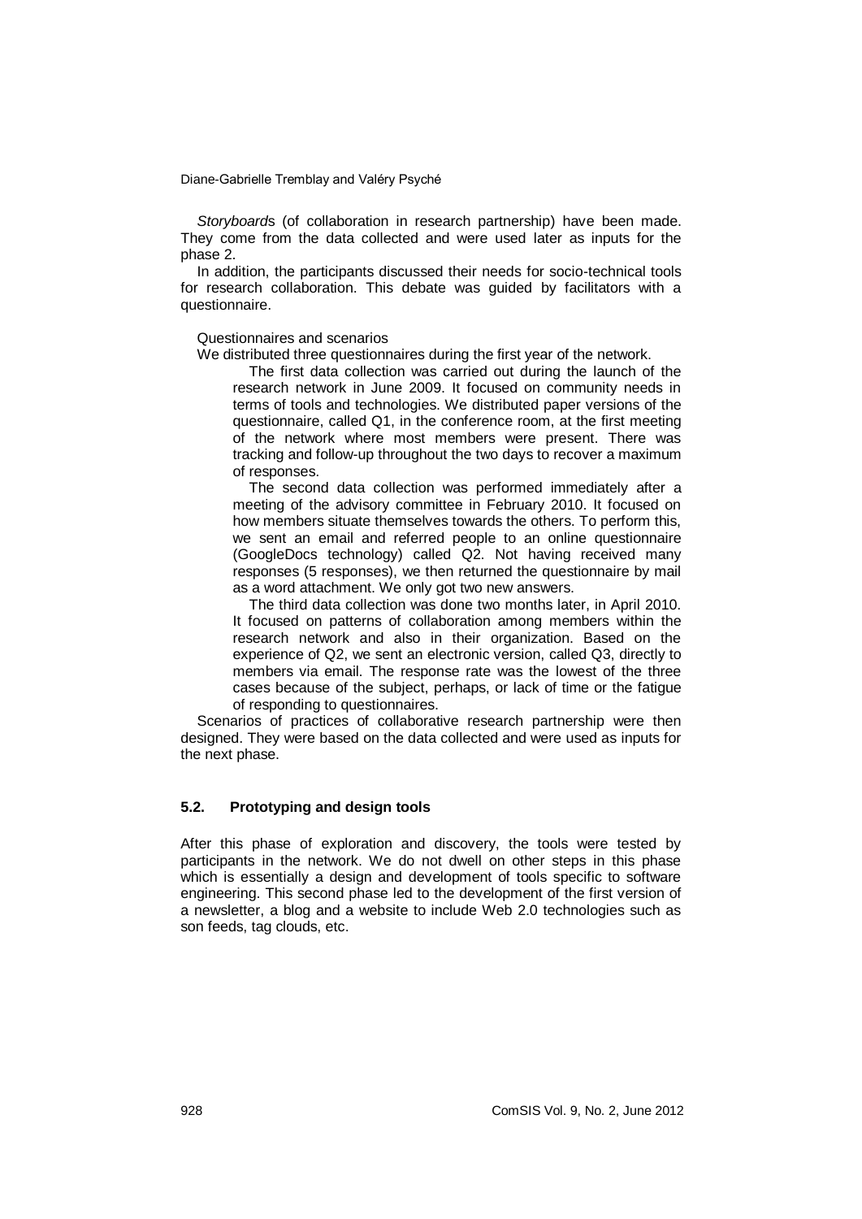*Storyboards* (of collaboration in research partnership) have been made. They come from the data collected and were used later as inputs for the phase 2.

In addition, the participants discussed their needs for socio-technical tools for research collaboration. This debate was guided by facilitators with a questionnaire.

Questionnaires and scenarios

We distributed three questionnaires during the first year of the network.

> The first data collection was carried out during the launch of the research network in June 2009. It focused on community needs in terms of tools and technologies. We distributed paper versions of the questionnaire, called Q1, in the conference room, at the first meeting of the network where most members were present. There was tracking and follow-up throughout the two days to recover a maximum of responses.
>
> The second data collection was performed immediately after a meeting of the advisory committee in February 2010. It focused on how members situate themselves towards the others. To perform this, we sent an email and referred people to an online questionnaire (GoogleDocs technology) called Q2. Not having received many responses (5 responses), we then returned the questionnaire by mail as a word attachment. We only got two new answers.
>
> The third data collection was done two months later, in April 2010. It focused on patterns of collaboration among members within the research network and also in their organization. Based on the experience of Q2, we sent an electronic version, called Q3, directly to members via email. The response rate was the lowest of the three cases because of the subject, perhaps, or lack of time or the fatigue of responding to questionnaires.

Scenarios of practices of collaborative research partnership were then designed. They were based on the data collected and were used as inputs for the next phase.

### 5.2. Prototyping and design tools

After this phase of exploration and discovery, the tools were tested by participants in the network. We do not dwell on other steps in this phase which is essentially a design and development of tools specific to software engineering. This second phase led to the development of the first version of a newsletter, a blog and a website to include Web 2.0 technologies such as son feeds, tag clouds, etc.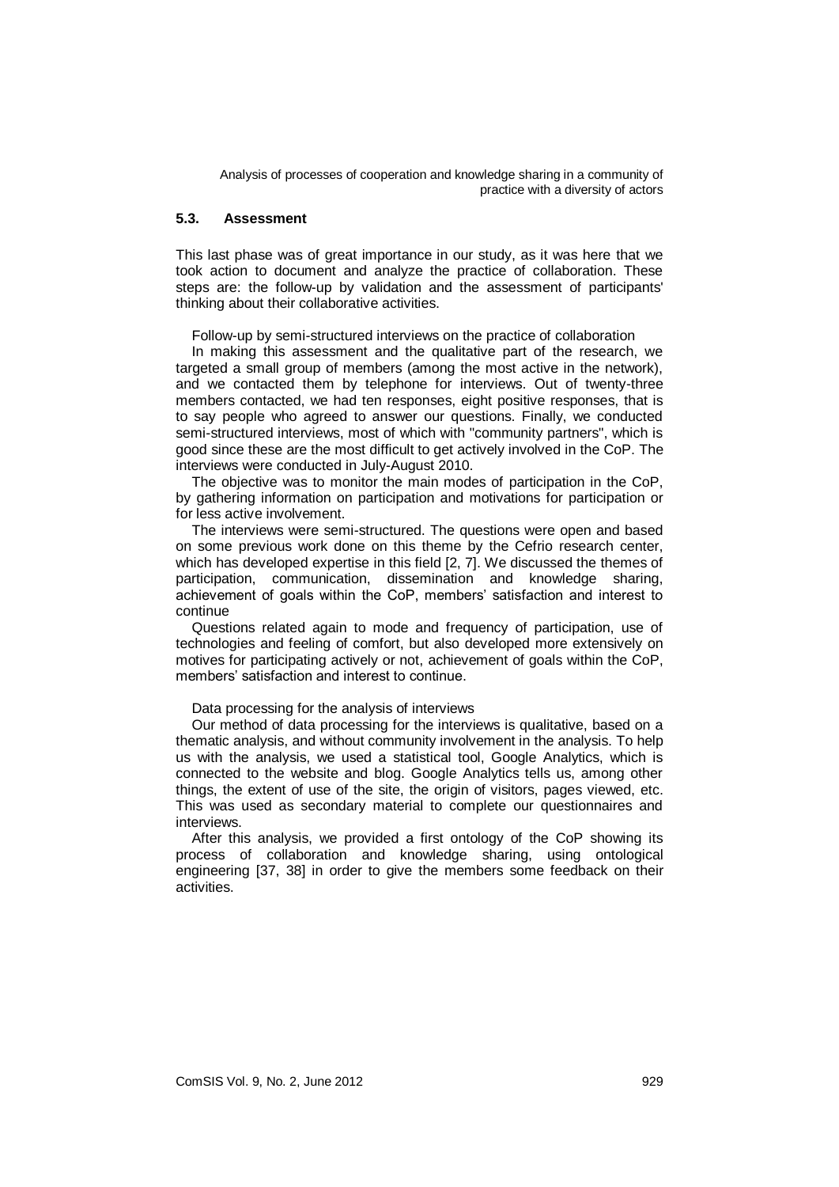### 5.3. Assessment

This last phase was of great importance in our study, as it was here that we took action to document and analyze the practice of collaboration. These steps are: the follow-up by validation and the assessment of participants' thinking about their collaborative activities.

Follow-up by semi-structured interviews on the practice of collaboration

In making this assessment and the qualitative part of the research, we targeted a small group of members (among the most active in the network), and we contacted them by telephone for interviews. Out of twenty-three members contacted, we had ten responses, eight positive responses, that is to say people who agreed to answer our questions. Finally, we conducted semi-structured interviews, most of which with "community partners", which is good since these are the most difficult to get actively involved in the CoP. The interviews were conducted in July-August 2010.

The objective was to monitor the main modes of participation in the CoP, by gathering information on participation and motivations for participation or for less active involvement.

The interviews were semi-structured. The questions were open and based on some previous work done on this theme by the Cefrio research center, which has developed expertise in this field [2, 7]. We discussed the themes of participation, communication, dissemination and knowledge sharing, achievement of goals within the CoP, members' satisfaction and interest to continue

Questions related again to mode and frequency of participation, use of technologies and feeling of comfort, but also developed more extensively on motives for participating actively or not, achievement of goals within the CoP, members' satisfaction and interest to continue.

Data processing for the analysis of interviews

Our method of data processing for the interviews is qualitative, based on a thematic analysis, and without community involvement in the analysis. To help us with the analysis, we used a statistical tool, Google Analytics, which is connected to the website and blog. Google Analytics tells us, among other things, the extent of use of the site, the origin of visitors, pages viewed, etc. This was used as secondary material to complete our questionnaires and interviews.

After this analysis, we provided a first ontology of the CoP showing its process of collaboration and knowledge sharing, using ontological engineering [37, 38] in order to give the members some feedback on their activities.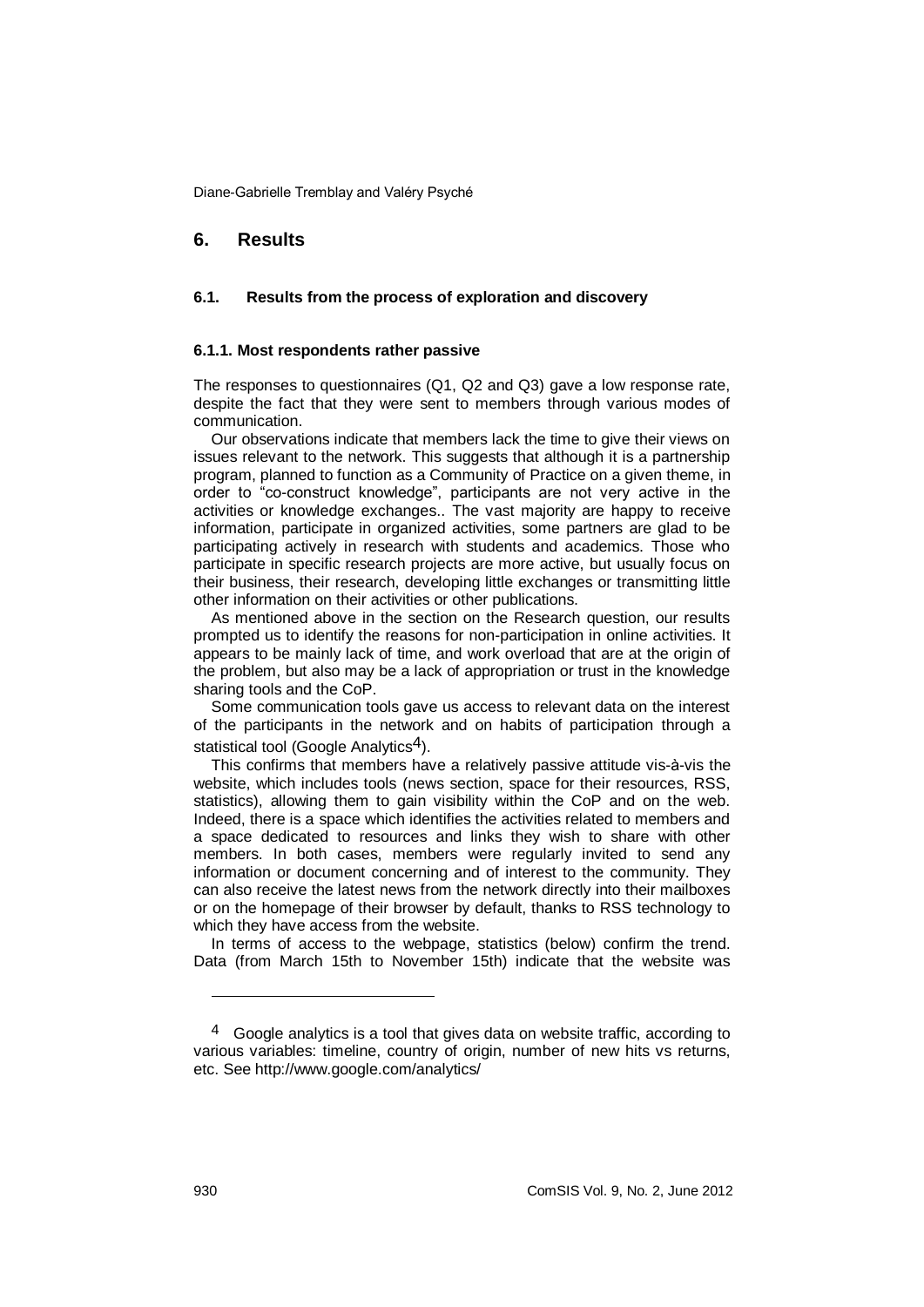## 6. Results

### 6.1. Results from the process of exploration and discovery

#### 6.1.1. Most respondents rather passive

The responses to questionnaires (Q1, Q2 and Q3) gave a low response rate, despite the fact that they were sent to members through various modes of communication.

Our observations indicate that members lack the time to give their views on issues relevant to the network. This suggests that although it is a partnership program, planned to function as a Community of Practice on a given theme, in order to "co-construct knowledge", participants are not very active in the activities or knowledge exchanges.. The vast majority are happy to receive information, participate in organized activities, some partners are glad to be participating actively in research with students and academics. Those who participate in specific research projects are more active, but usually focus on their business, their research, developing little exchanges or transmitting little other information on their activities or other publications.

As mentioned above in the section on the Research question, our results prompted us to identify the reasons for non-participation in online activities. It appears to be mainly lack of time, and work overload that are at the origin of the problem, but also may be a lack of appropriation or trust in the knowledge sharing tools and the CoP.

Some communication tools gave us access to relevant data on the interest of the participants in the network and on habits of participation through a statistical tool (Google Analytics[4]).

This confirms that members have a relatively passive attitude vis-à-vis the website, which includes tools (news section, space for their resources, RSS, statistics), allowing them to gain visibility within the CoP and on the web. Indeed, there is a space which identifies the activities related to members and a space dedicated to resources and links they wish to share with other members. In both cases, members were regularly invited to send any information or document concerning and of interest to the community. They can also receive the latest news from the network directly into their mailboxes or on the homepage of their browser by default, thanks to RSS technology to which they have access from the website.

In terms of access to the webpage, statistics (below) confirm the trend. Data (from March 15th to November 15th) indicate that the website was

---

[4] Google analytics is a tool that gives data on website traffic, according to various variables: timeline, country of origin, number of new hits vs returns, etc. See http://www.google.com/analytics/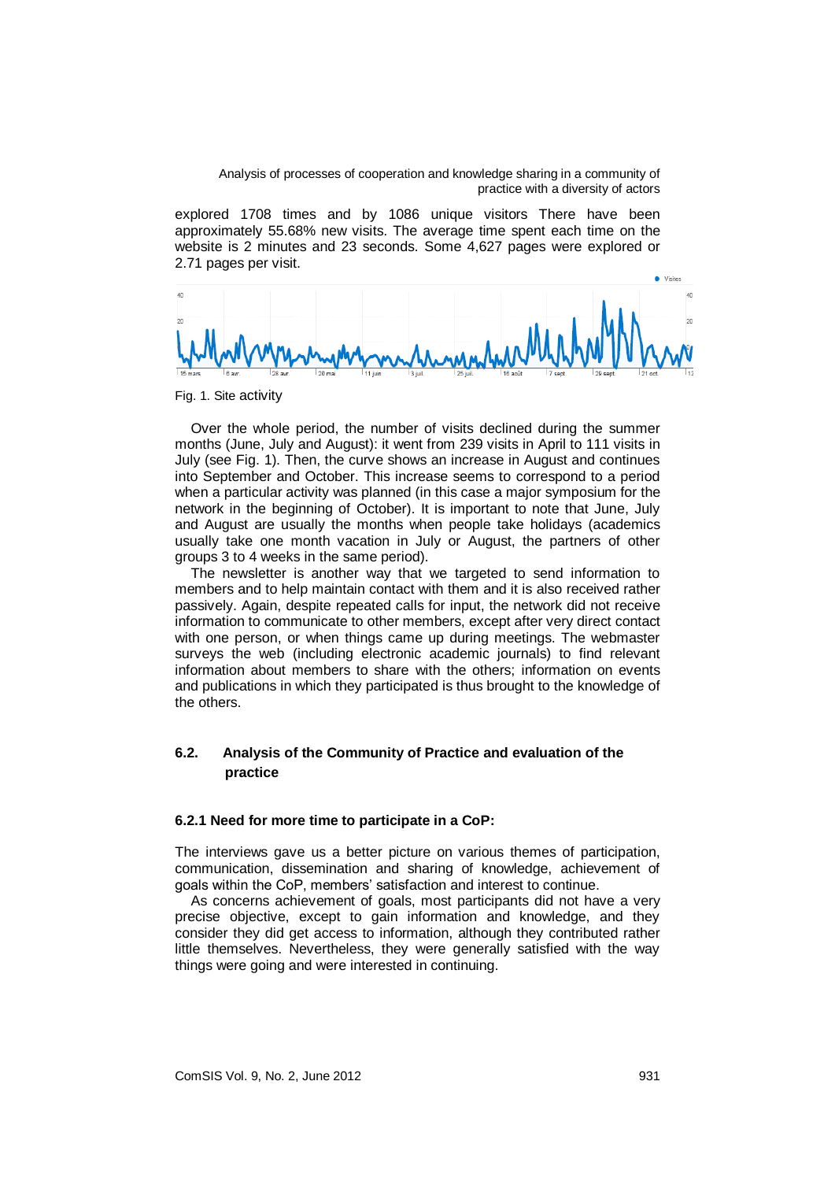explored 1708 times and by 1086 unique visitors There have been approximately 55.68% new visits. The average time spent each time on the website is 2 minutes and 23 seconds. Some 4,627 pages were explored or 2.71 pages per visit.

Fig. 1. Site activity

Over the whole period, the number of visits declined during the summer months (June, July and August): it went from 239 visits in April to 111 visits in July (see Fig. 1). Then, the curve shows an increase in August and continues into September and October. This increase seems to correspond to a period when a particular activity was planned (in this case a major symposium for the network in the beginning of October). It is important to note that June, July and August are usually the months when people take holidays (academics usually take one month vacation in July or August, the partners of other groups 3 to 4 weeks in the same period).

The newsletter is another way that we targeted to send information to members and to help maintain contact with them and it is also received rather passively. Again, despite repeated calls for input, the network did not receive information to communicate to other members, except after very direct contact with one person, or when things came up during meetings. The webmaster surveys the web (including electronic academic journals) to find relevant information about members to share with the others; information on events and publications in which they participated is thus brought to the knowledge of the others.

## 6.2. Analysis of the Community of Practice and evaluation of the practice

### 6.2.1 Need for more time to participate in a CoP:

The interviews gave us a better picture on various themes of participation, communication, dissemination and sharing of knowledge, achievement of goals within the CoP, members' satisfaction and interest to continue.

As concerns achievement of goals, most participants did not have a very precise objective, except to gain information and knowledge, and they consider they did get access to information, although they contributed rather little themselves. Nevertheless, they were generally satisfied with the way things were going and were interested in continuing.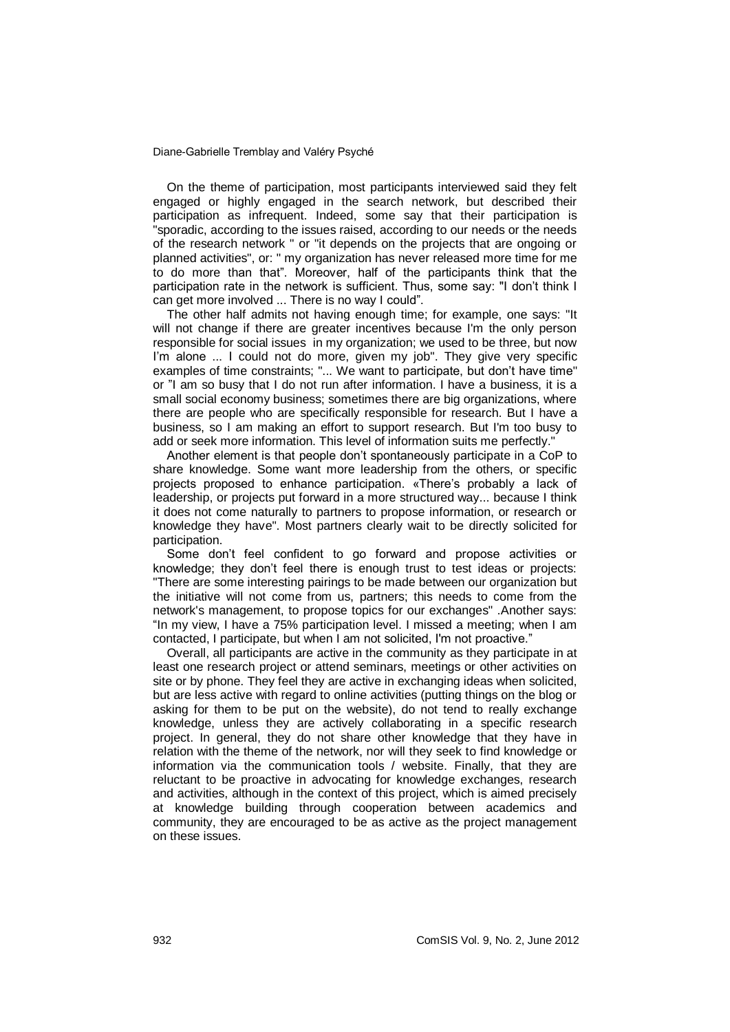On the theme of participation, most participants interviewed said they felt engaged or highly engaged in the search network, but described their participation as infrequent. Indeed, some say that their participation is "sporadic, according to the issues raised, according to our needs or the needs of the research network " or "it depends on the projects that are ongoing or planned activities", or: " my organization has never released more time for me to do more than that". Moreover, half of the participants think that the participation rate in the network is sufficient. Thus, some say: "I don't think I can get more involved ... There is no way I could".

The other half admits not having enough time; for example, one says: "It will not change if there are greater incentives because I'm the only person responsible for social issues in my organization; we used to be three, but now I'm alone ... I could not do more, given my job". They give very specific examples of time constraints; "... We want to participate, but don't have time" or "I am so busy that I do not run after information. I have a business, it is a small social economy business; sometimes there are big organizations, where there are people who are specifically responsible for research. But I have a business, so I am making an effort to support research. But I'm too busy to add or seek more information. This level of information suits me perfectly."

Another element is that people don't spontaneously participate in a CoP to share knowledge. Some want more leadership from the others, or specific projects proposed to enhance participation. «There's probably a lack of leadership, or projects put forward in a more structured way... because I think it does not come naturally to partners to propose information, or research or knowledge they have". Most partners clearly wait to be directly solicited for participation.

Some don't feel confident to go forward and propose activities or knowledge; they don't feel there is enough trust to test ideas or projects: "There are some interesting pairings to be made between our organization but the initiative will not come from us, partners; this needs to come from the network's management, to propose topics for our exchanges" .Another says: "In my view, I have a 75% participation level. I missed a meeting; when I am contacted, I participate, but when I am not solicited, I'm not proactive."

Overall, all participants are active in the community as they participate in at least one research project or attend seminars, meetings or other activities on site or by phone. They feel they are active in exchanging ideas when solicited, but are less active with regard to online activities (putting things on the blog or asking for them to be put on the website), do not tend to really exchange knowledge, unless they are actively collaborating in a specific research project. In general, they do not share other knowledge that they have in relation with the theme of the network, nor will they seek to find knowledge or information via the communication tools / website. Finally, that they are reluctant to be proactive in advocating for knowledge exchanges, research and activities, although in the context of this project, which is aimed precisely at knowledge building through cooperation between academics and community, they are encouraged to be as active as the project management on these issues.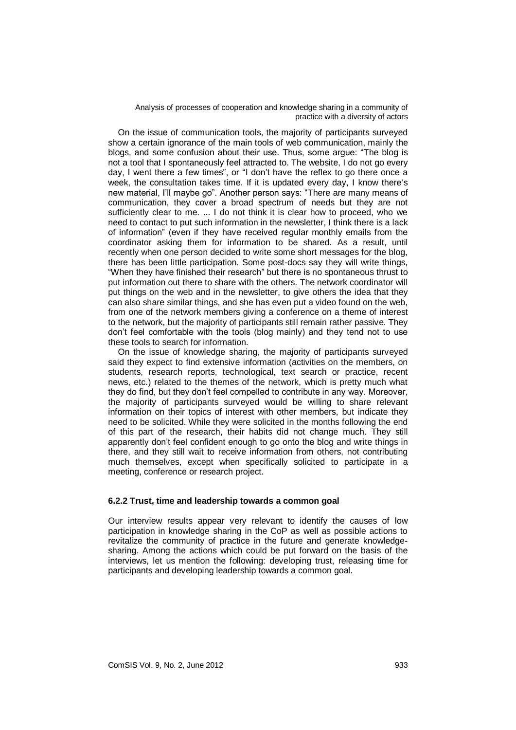On the issue of communication tools, the majority of participants surveyed show a certain ignorance of the main tools of web communication, mainly the blogs, and some confusion about their use. Thus, some argue: "The blog is not a tool that I spontaneously feel attracted to. The website, I do not go every day, I went there a few times", or "I don't have the reflex to go there once a week, the consultation takes time. If it is updated every day, I know there's new material, I'll maybe go". Another person says: "There are many means of communication, they cover a broad spectrum of needs but they are not sufficiently clear to me. ... I do not think it is clear how to proceed, who we need to contact to put such information in the newsletter, I think there is a lack of information" (even if they have received regular monthly emails from the coordinator asking them for information to be shared. As a result, until recently when one person decided to write some short messages for the blog, there has been little participation. Some post-docs say they will write things, "When they have finished their research" but there is no spontaneous thrust to put information out there to share with the others. The network coordinator will put things on the web and in the newsletter, to give others the idea that they can also share similar things, and she has even put a video found on the web, from one of the network members giving a conference on a theme of interest to the network, but the majority of participants still remain rather passive. They don't feel comfortable with the tools (blog mainly) and they tend not to use these tools to search for information.

On the issue of knowledge sharing, the majority of participants surveyed said they expect to find extensive information (activities on the members, on students, research reports, technological, text search or practice, recent news, etc.) related to the themes of the network, which is pretty much what they do find, but they don't feel compelled to contribute in any way. Moreover, the majority of participants surveyed would be willing to share relevant information on their topics of interest with other members, but indicate they need to be solicited. While they were solicited in the months following the end of this part of the research, their habits did not change much. They still apparently don't feel confident enough to go onto the blog and write things in there, and they still wait to receive information from others, not contributing much themselves, except when specifically solicited to participate in a meeting, conference or research project.

### 6.2.2 Trust, time and leadership towards a common goal

Our interview results appear very relevant to identify the causes of low participation in knowledge sharing in the CoP as well as possible actions to revitalize the community of practice in the future and generate knowledge-sharing. Among the actions which could be put forward on the basis of the interviews, let us mention the following: developing trust, releasing time for participants and developing leadership towards a common goal.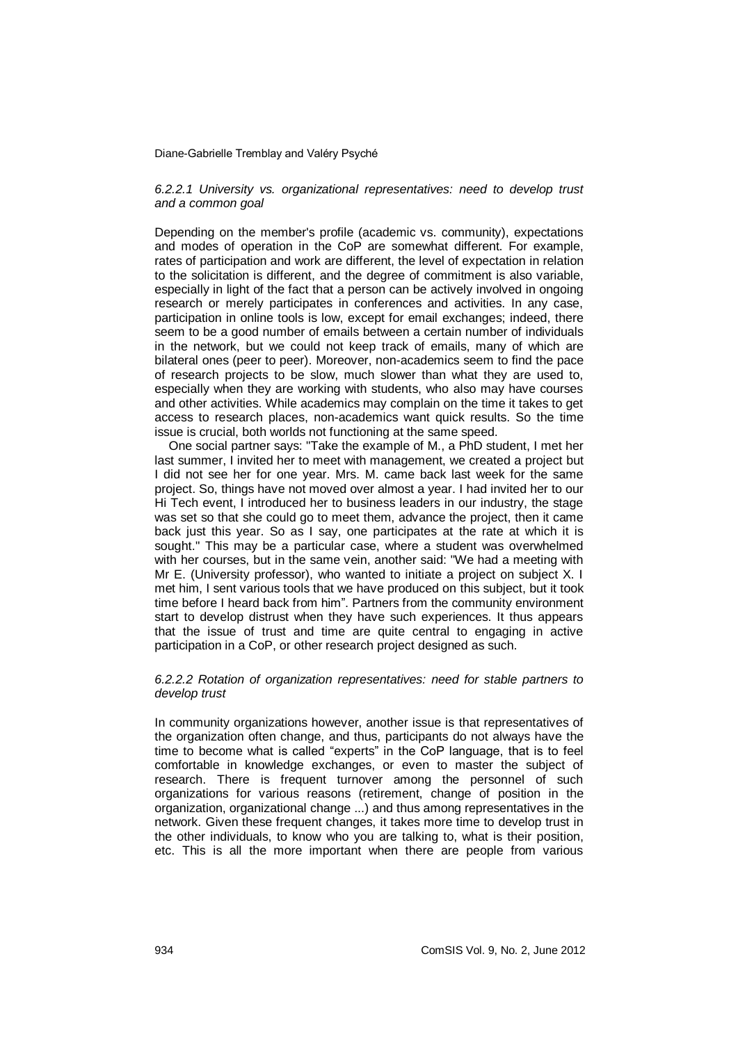*6.2.2.1 University vs. organizational representatives: need to develop trust and a common goal*

Depending on the member's profile (academic vs. community), expectations and modes of operation in the CoP are somewhat different. For example, rates of participation and work are different, the level of expectation in relation to the solicitation is different, and the degree of commitment is also variable, especially in light of the fact that a person can be actively involved in ongoing research or merely participates in conferences and activities. In any case, participation in online tools is low, except for email exchanges; indeed, there seem to be a good number of emails between a certain number of individuals in the network, but we could not keep track of emails, many of which are bilateral ones (peer to peer). Moreover, non-academics seem to find the pace of research projects to be slow, much slower than what they are used to, especially when they are working with students, who also may have courses and other activities. While academics may complain on the time it takes to get access to research places, non-academics want quick results. So the time issue is crucial, both worlds not functioning at the same speed.

One social partner says: "Take the example of M., a PhD student, I met her last summer, I invited her to meet with management, we created a project but I did not see her for one year. Mrs. M. came back last week for the same project. So, things have not moved over almost a year. I had invited her to our Hi Tech event, I introduced her to business leaders in our industry, the stage was set so that she could go to meet them, advance the project, then it came back just this year. So as I say, one participates at the rate at which it is sought." This may be a particular case, where a student was overwhelmed with her courses, but in the same vein, another said: "We had a meeting with Mr E. (University professor), who wanted to initiate a project on subject X. I met him, I sent various tools that we have produced on this subject, but it took time before I heard back from him". Partners from the community environment start to develop distrust when they have such experiences. It thus appears that the issue of trust and time are quite central to engaging in active participation in a CoP, or other research project designed as such.

*6.2.2.2 Rotation of organization representatives: need for stable partners to develop trust*

In community organizations however, another issue is that representatives of the organization often change, and thus, participants do not always have the time to become what is called "experts" in the CoP language, that is to feel comfortable in knowledge exchanges, or even to master the subject of research. There is frequent turnover among the personnel of such organizations for various reasons (retirement, change of position in the organization, organizational change ...) and thus among representatives in the network. Given these frequent changes, it takes more time to develop trust in the other individuals, to know who you are talking to, what is their position, etc. This is all the more important when there are people from various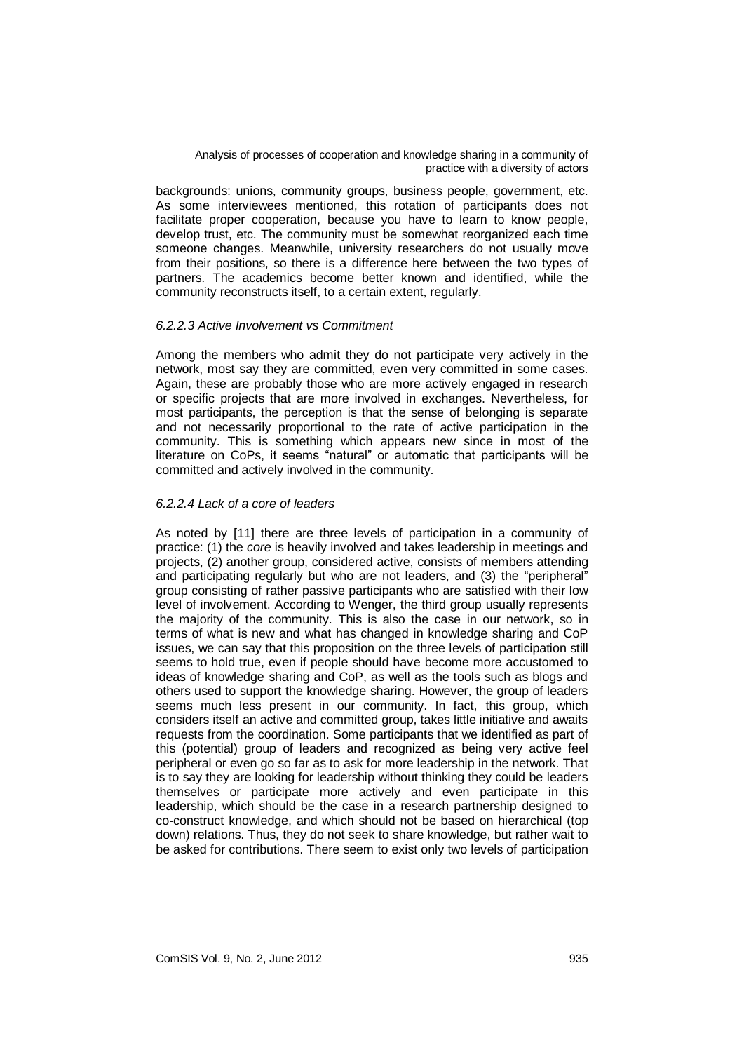backgrounds: unions, community groups, business people, government, etc. As some interviewees mentioned, this rotation of participants does not facilitate proper cooperation, because you have to learn to know people, develop trust, etc. The community must be somewhat reorganized each time someone changes. Meanwhile, university researchers do not usually move from their positions, so there is a difference here between the two types of partners. The academics become better known and identified, while the community reconstructs itself, to a certain extent, regularly.

#### *6.2.2.3 Active Involvement vs Commitment*

Among the members who admit they do not participate very actively in the network, most say they are committed, even very committed in some cases. Again, these are probably those who are more actively engaged in research or specific projects that are more involved in exchanges. Nevertheless, for most participants, the perception is that the sense of belonging is separate and not necessarily proportional to the rate of active participation in the community. This is something which appears new since in most of the literature on CoPs, it seems "natural" or automatic that participants will be committed and actively involved in the community.

#### *6.2.2.4 Lack of a core of leaders*

As noted by [11] there are three levels of participation in a community of practice: (1) the *core* is heavily involved and takes leadership in meetings and projects, (2) another group, considered active, consists of members attending and participating regularly but who are not leaders, and (3) the "peripheral" group consisting of rather passive participants who are satisfied with their low level of involvement. According to Wenger, the third group usually represents the majority of the community. This is also the case in our network, so in terms of what is new and what has changed in knowledge sharing and CoP issues, we can say that this proposition on the three levels of participation still seems to hold true, even if people should have become more accustomed to ideas of knowledge sharing and CoP, as well as the tools such as blogs and others used to support the knowledge sharing. However, the group of leaders seems much less present in our community. In fact, this group, which considers itself an active and committed group, takes little initiative and awaits requests from the coordination. Some participants that we identified as part of this (potential) group of leaders and recognized as being very active feel peripheral or even go so far as to ask for more leadership in the network. That is to say they are looking for leadership without thinking they could be leaders themselves or participate more actively and even participate in this leadership, which should be the case in a research partnership designed to co-construct knowledge, and which should not be based on hierarchical (top down) relations. Thus, they do not seek to share knowledge, but rather wait to be asked for contributions. There seem to exist only two levels of participation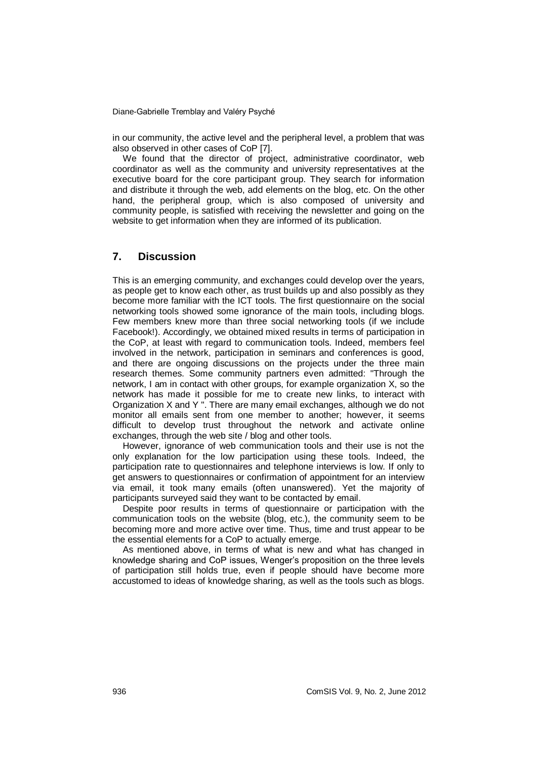in our community, the active level and the peripheral level, a problem that was also observed in other cases of CoP [7].

We found that the director of project, administrative coordinator, web coordinator as well as the community and university representatives at the executive board for the core participant group. They search for information and distribute it through the web, add elements on the blog, etc. On the other hand, the peripheral group, which is also composed of university and community people, is satisfied with receiving the newsletter and going on the website to get information when they are informed of its publication.

## 7. Discussion

This is an emerging community, and exchanges could develop over the years, as people get to know each other, as trust builds up and also possibly as they become more familiar with the ICT tools. The first questionnaire on the social networking tools showed some ignorance of the main tools, including blogs. Few members knew more than three social networking tools (if we include Facebook!). Accordingly, we obtained mixed results in terms of participation in the CoP, at least with regard to communication tools. Indeed, members feel involved in the network, participation in seminars and conferences is good, and there are ongoing discussions on the projects under the three main research themes. Some community partners even admitted: "Through the network, I am in contact with other groups, for example organization X, so the network has made it possible for me to create new links, to interact with Organization X and Y ". There are many email exchanges, although we do not monitor all emails sent from one member to another; however, it seems difficult to develop trust throughout the network and activate online exchanges, through the web site / blog and other tools.

However, ignorance of web communication tools and their use is not the only explanation for the low participation using these tools. Indeed, the participation rate to questionnaires and telephone interviews is low. If only to get answers to questionnaires or confirmation of appointment for an interview via email, it took many emails (often unanswered). Yet the majority of participants surveyed said they want to be contacted by email.

Despite poor results in terms of questionnaire or participation with the communication tools on the website (blog, etc.), the community seem to be becoming more and more active over time. Thus, time and trust appear to be the essential elements for a CoP to actually emerge.

As mentioned above, in terms of what is new and what has changed in knowledge sharing and CoP issues, Wenger's proposition on the three levels of participation still holds true, even if people should have become more accustomed to ideas of knowledge sharing, as well as the tools such as blogs.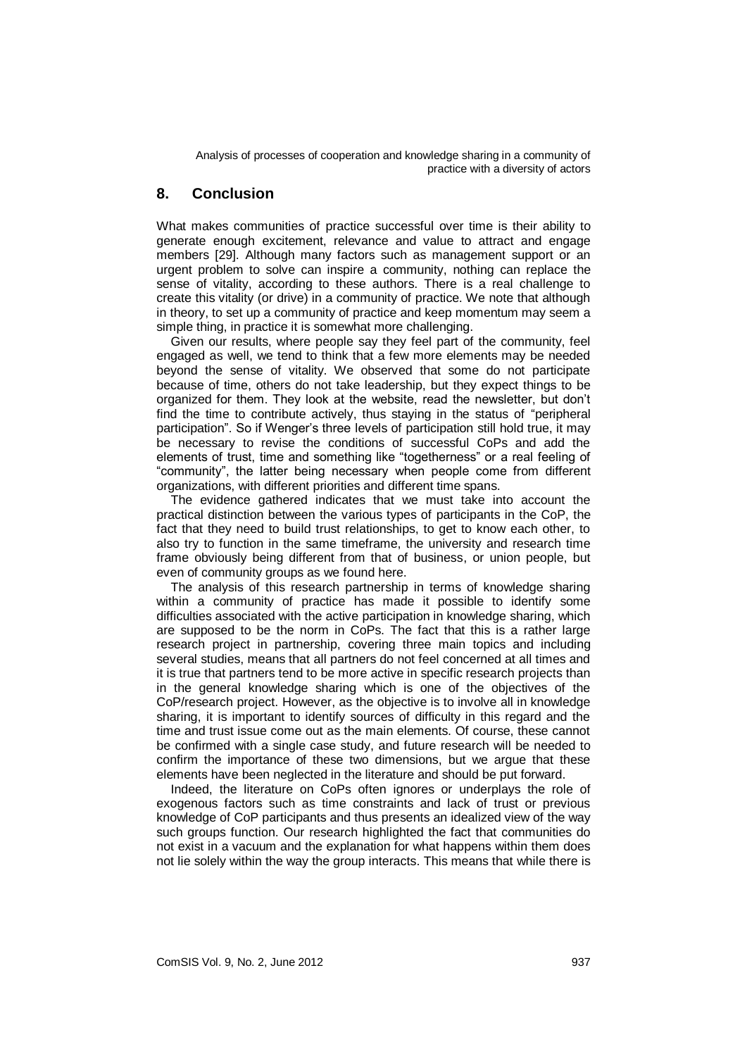## 8. Conclusion

What makes communities of practice successful over time is their ability to generate enough excitement, relevance and value to attract and engage members [29]. Although many factors such as management support or an urgent problem to solve can inspire a community, nothing can replace the sense of vitality, according to these authors. There is a real challenge to create this vitality (or drive) in a community of practice. We note that although in theory, to set up a community of practice and keep momentum may seem a simple thing, in practice it is somewhat more challenging.

Given our results, where people say they feel part of the community, feel engaged as well, we tend to think that a few more elements may be needed beyond the sense of vitality. We observed that some do not participate because of time, others do not take leadership, but they expect things to be organized for them. They look at the website, read the newsletter, but don't find the time to contribute actively, thus staying in the status of "peripheral participation". So if Wenger's three levels of participation still hold true, it may be necessary to revise the conditions of successful CoPs and add the elements of trust, time and something like "togetherness" or a real feeling of "community", the latter being necessary when people come from different organizations, with different priorities and different time spans.

The evidence gathered indicates that we must take into account the practical distinction between the various types of participants in the CoP, the fact that they need to build trust relationships, to get to know each other, to also try to function in the same timeframe, the university and research time frame obviously being different from that of business, or union people, but even of community groups as we found here.

The analysis of this research partnership in terms of knowledge sharing within a community of practice has made it possible to identify some difficulties associated with the active participation in knowledge sharing, which are supposed to be the norm in CoPs. The fact that this is a rather large research project in partnership, covering three main topics and including several studies, means that all partners do not feel concerned at all times and it is true that partners tend to be more active in specific research projects than in the general knowledge sharing which is one of the objectives of the CoP/research project. However, as the objective is to involve all in knowledge sharing, it is important to identify sources of difficulty in this regard and the time and trust issue come out as the main elements. Of course, these cannot be confirmed with a single case study, and future research will be needed to confirm the importance of these two dimensions, but we argue that these elements have been neglected in the literature and should be put forward.

Indeed, the literature on CoPs often ignores or underplays the role of exogenous factors such as time constraints and lack of trust or previous knowledge of CoP participants and thus presents an idealized view of the way such groups function. Our research highlighted the fact that communities do not exist in a vacuum and the explanation for what happens within them does not lie solely within the way the group interacts. This means that while there is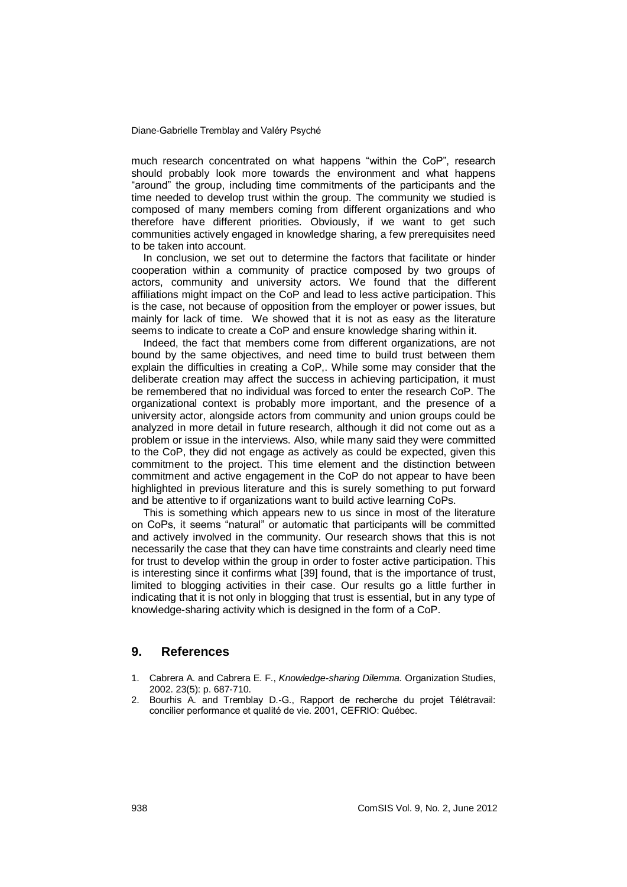much research concentrated on what happens "within the CoP", research should probably look more towards the environment and what happens "around" the group, including time commitments of the participants and the time needed to develop trust within the group. The community we studied is composed of many members coming from different organizations and who therefore have different priorities. Obviously, if we want to get such communities actively engaged in knowledge sharing, a few prerequisites need to be taken into account.

In conclusion, we set out to determine the factors that facilitate or hinder cooperation within a community of practice composed by two groups of actors, community and university actors. We found that the different affiliations might impact on the CoP and lead to less active participation. This is the case, not because of opposition from the employer or power issues, but mainly for lack of time. We showed that it is not as easy as the literature seems to indicate to create a CoP and ensure knowledge sharing within it.

Indeed, the fact that members come from different organizations, are not bound by the same objectives, and need time to build trust between them explain the difficulties in creating a CoP,. While some may consider that the deliberate creation may affect the success in achieving participation, it must be remembered that no individual was forced to enter the research CoP. The organizational context is probably more important, and the presence of a university actor, alongside actors from community and union groups could be analyzed in more detail in future research, although it did not come out as a problem or issue in the interviews. Also, while many said they were committed to the CoP, they did not engage as actively as could be expected, given this commitment to the project. This time element and the distinction between commitment and active engagement in the CoP do not appear to have been highlighted in previous literature and this is surely something to put forward and be attentive to if organizations want to build active learning CoPs.

This is something which appears new to us since in most of the literature on CoPs, it seems "natural" or automatic that participants will be committed and actively involved in the community. Our research shows that this is not necessarily the case that they can have time constraints and clearly need time for trust to develop within the group in order to foster active participation. This is interesting since it confirms what [39] found, that is the importance of trust, limited to blogging activities in their case. Our results go a little further in indicating that it is not only in blogging that trust is essential, but in any type of knowledge-sharing activity which is designed in the form of a CoP.

## 9. References

1. Cabrera A. and Cabrera E. F., *Knowledge-sharing Dilemma.* Organization Studies, 2002. 23(5): p. 687-710.
2. Bourhis A. and Tremblay D.-G., Rapport de recherche du projet Télétravail: concilier performance et qualité de vie. 2001, CEFRIO: Québec.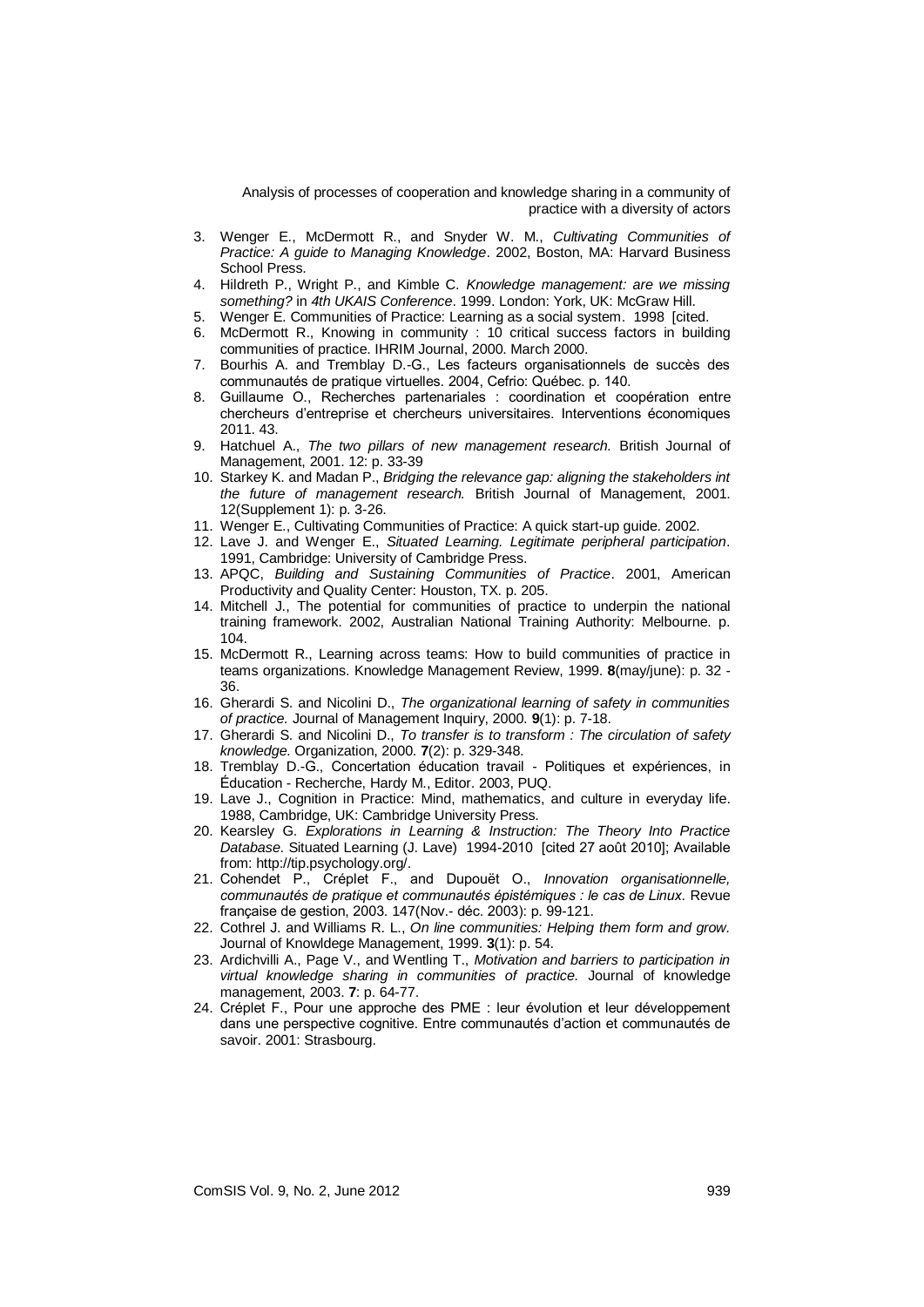3. Wenger E., McDermott R., and Snyder W. M., *Cultivating Communities of Practice: A guide to Managing Knowledge*. 2002, Boston, MA: Harvard Business School Press.
4. Hildreth P., Wright P., and Kimble C. *Knowledge management: are we missing something?* in *4th UKAIS Conference*. 1999. London: York, UK: McGraw Hill.
5. Wenger E. Communities of Practice: Learning as a social system. 1998 [cited.
6. McDermott R., Knowing in community : 10 critical success factors in building communities of practice. IHRIM Journal, 2000. March 2000.
7. Bourhis A. and Tremblay D.-G., Les facteurs organisationnels de succès des communautés de pratique virtuelles. 2004, Cefrio: Québec. p. 140.
8. Guillaume O., Recherches partenariales : coordination et coopération entre chercheurs d'entreprise et chercheurs universitaires. Interventions économiques 2011. 43.
9. Hatchuel A., *The two pillars of new management research.* British Journal of Management, 2001. 12: p. 33-39
10. Starkey K. and Madan P., *Bridging the relevance gap: aligning the stakeholders int the future of management research.* British Journal of Management, 2001. 12(Supplement 1): p. 3-26.
11. Wenger E., Cultivating Communities of Practice: A quick start-up guide. 2002.
12. Lave J. and Wenger E., *Situated Learning. Legitimate peripheral participation*. 1991, Cambridge: University of Cambridge Press.
13. APQC, *Building and Sustaining Communities of Practice*. 2001, American Productivity and Quality Center: Houston, TX. p. 205.
14. Mitchell J., The potential for communities of practice to underpin the national training framework. 2002, Australian National Training Authority: Melbourne. p. 104.
15. McDermott R., Learning across teams: How to build communities of practice in teams organizations. Knowledge Management Review, 1999. **8**(may/june): p. 32 - 36.
16. Gherardi S. and Nicolini D., *The organizational learning of safety in communities of practice.* Journal of Management Inquiry, 2000. **9**(1): p. 7-18.
17. Gherardi S. and Nicolini D., *To transfer is to transform : The circulation of safety knowledge.* Organization, 2000. **7**(2): p. 329-348.
18. Tremblay D.-G., Concertation éducation travail - Politiques et expériences, in Éducation - Recherche, Hardy M., Editor. 2003, PUQ.
19. Lave J., Cognition in Practice: Mind, mathematics, and culture in everyday life. 1988, Cambridge, UK: Cambridge University Press.
20. Kearsley G. *Explorations in Learning & Instruction: The Theory Into Practice Database*. Situated Learning (J. Lave) 1994-2010 [cited 27 août 2010]; Available from: http://tip.psychology.org/.
21. Cohendet P., Créplet F., and Dupouët O., *Innovation organisationnelle, communautés de pratique et communautés épistémiques : le cas de Linux.* Revue française de gestion, 2003. 147(Nov.- déc. 2003): p. 99-121.
22. Cothrel J. and Williams R. L., *On line communities: Helping them form and grow.* Journal of Knowldege Management, 1999. **3**(1): p. 54.
23. Ardichvilli A., Page V., and Wentling T., *Motivation and barriers to participation in virtual knowledge sharing in communities of practice.* Journal of knowledge management, 2003. **7**: p. 64-77.
24. Créplet F., Pour une approche des PME : leur évolution et leur développement dans une perspective cognitive. Entre communautés d'action et communautés de savoir. 2001: Strasbourg.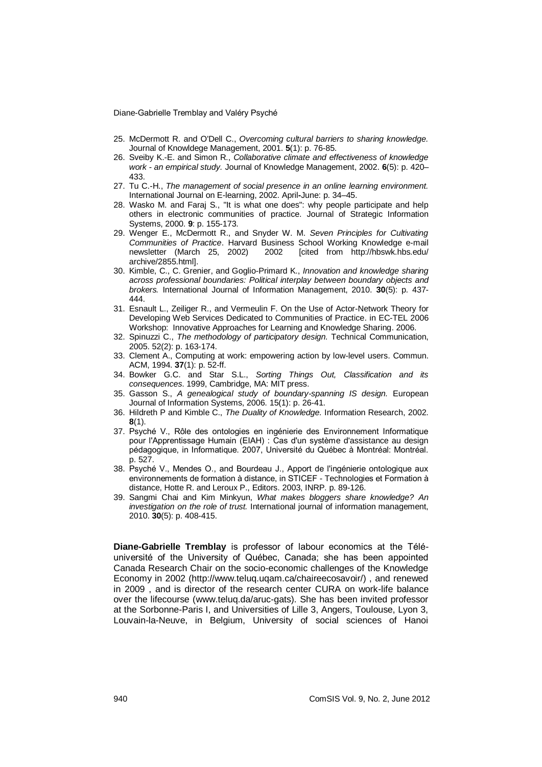25. McDermott R. and O'Dell C., *Overcoming cultural barriers to sharing knowledge.* Journal of Knowldege Management, 2001. **5**(1): p. 76-85.
26. Sveiby K.-E. and Simon R., *Collaborative climate and effectiveness of knowledge work - an empirical study.* Journal of Knowledge Management, 2002. **6**(5): p. 420–433.
27. Tu C.-H., *The management of social presence in an online learning environment.* International Journal on E-learning, 2002. April-June: p. 34–45.
28. Wasko M. and Faraj S., "It is what one does": why people participate and help others in electronic communities of practice. Journal of Strategic Information Systems, 2000. **9**: p. 155-173.
29. Wenger E., McDermott R., and Snyder W. M. *Seven Principles for Cultivating Communities of Practice*. Harvard Business School Working Knowledge e-mail newsletter (March 25, 2002) 2002 [cited from http://hbswk.hbs.edu/archive/2855.html].
30. Kimble, C., C. Grenier, and Goglio-Primard K., *Innovation and knowledge sharing across professional boundaries: Political interplay between boundary objects and brokers.* International Journal of Information Management, 2010. **30**(5): p. 437-444.
31. Esnault L., Zeiliger R., and Vermeulin F. On the Use of Actor-Network Theory for Developing Web Services Dedicated to Communities of Practice. in EC-TEL 2006 Workshop: Innovative Approaches for Learning and Knowledge Sharing. 2006.
32. Spinuzzi C., *The methodology of participatory design.* Technical Communication, 2005. 52(2): p. 163-174.
33. Clement A., Computing at work: empowering action by low-level users. Commun. ACM, 1994. **37**(1): p. 52-ff.
34. Bowker G.C. and Star S.L., *Sorting Things Out, Classification and its consequences*. 1999, Cambridge, MA: MIT press.
35. Gasson S., *A genealogical study of boundary-spanning IS design.* European Journal of Information Systems, 2006. 15(1): p. 26-41.
36. Hildreth P and Kimble C., *The Duality of Knowledge.* Information Research, 2002. **8**(1).
37. Psyché V., Rôle des ontologies en ingénierie des Environnement Informatique pour l'Apprentissage Humain (EIAH) : Cas d'un système d'assistance au design pédagogique, in Informatique. 2007, Université du Québec à Montréal: Montréal. p. 527.
38. Psyché V., Mendes O., and Bourdeau J., Apport de l'ingénierie ontologique aux environnements de formation à distance, in STICEF - Technologies et Formation à distance, Hotte R. and Leroux P., Editors. 2003, INRP. p. 89-126.
39. Sangmi Chai and Kim Minkyun, *What makes bloggers share knowledge? An investigation on the role of trust.* International journal of information management, 2010. **30**(5): p. 408-415.

**Diane-Gabrielle Tremblay** is professor of labour economics at the Télé-université of the University of Québec, Canada; she has been appointed Canada Research Chair on the socio-economic challenges of the Knowledge Economy in 2002 (http://www.teluq.uqam.ca/chaireecosavoir/) , and renewed in 2009 , and is director of the research center CURA on work-life balance over the lifecourse (www.teluq.da/aruc-gats). She has been invited professor at the Sorbonne-Paris I, and Universities of Lille 3, Angers, Toulouse, Lyon 3, Louvain-la-Neuve, in Belgium, University of social sciences of Hanoi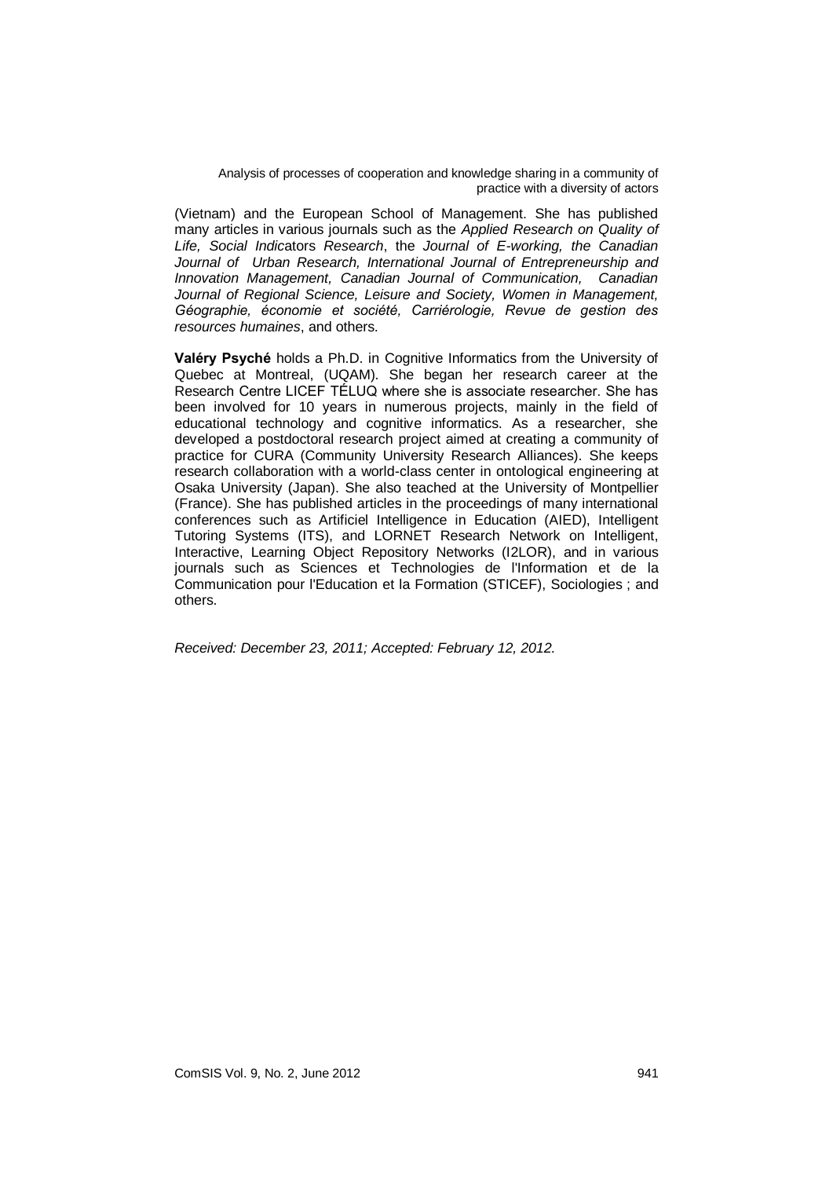(Vietnam) and the European School of Management. She has published many articles in various journals such as the *Applied Research on Quality of Life, Social Indicators Research*, the *Journal of E-working, the Canadian Journal of Urban Research, International Journal of Entrepreneurship and Innovation Management, Canadian Journal of Communication, Canadian Journal of Regional Science, Leisure and Society, Women in Management, Géographie, économie et société, Carriérologie, Revue de gestion des resources humaines*, and others.

**Valéry Psyché** holds a Ph.D. in Cognitive Informatics from the University of Quebec at Montreal, (UQAM). She began her research career at the Research Centre LICEF TÉLUQ where she is associate researcher. She has been involved for 10 years in numerous projects, mainly in the field of educational technology and cognitive informatics. As a researcher, she developed a postdoctoral research project aimed at creating a community of practice for CURA (Community University Research Alliances). She keeps research collaboration with a world-class center in ontological engineering at Osaka University (Japan). She also teached at the University of Montpellier (France). She has published articles in the proceedings of many international conferences such as Artificiel Intelligence in Education (AIED), Intelligent Tutoring Systems (ITS), and LORNET Research Network on Intelligent, Interactive, Learning Object Repository Networks (I2LOR), and in various journals such as Sciences et Technologies de l'Information et de la Communication pour l'Education et la Formation (STICEF), Sociologies ; and others.

*Received: December 23, 2011; Accepted: February 12, 2012.*